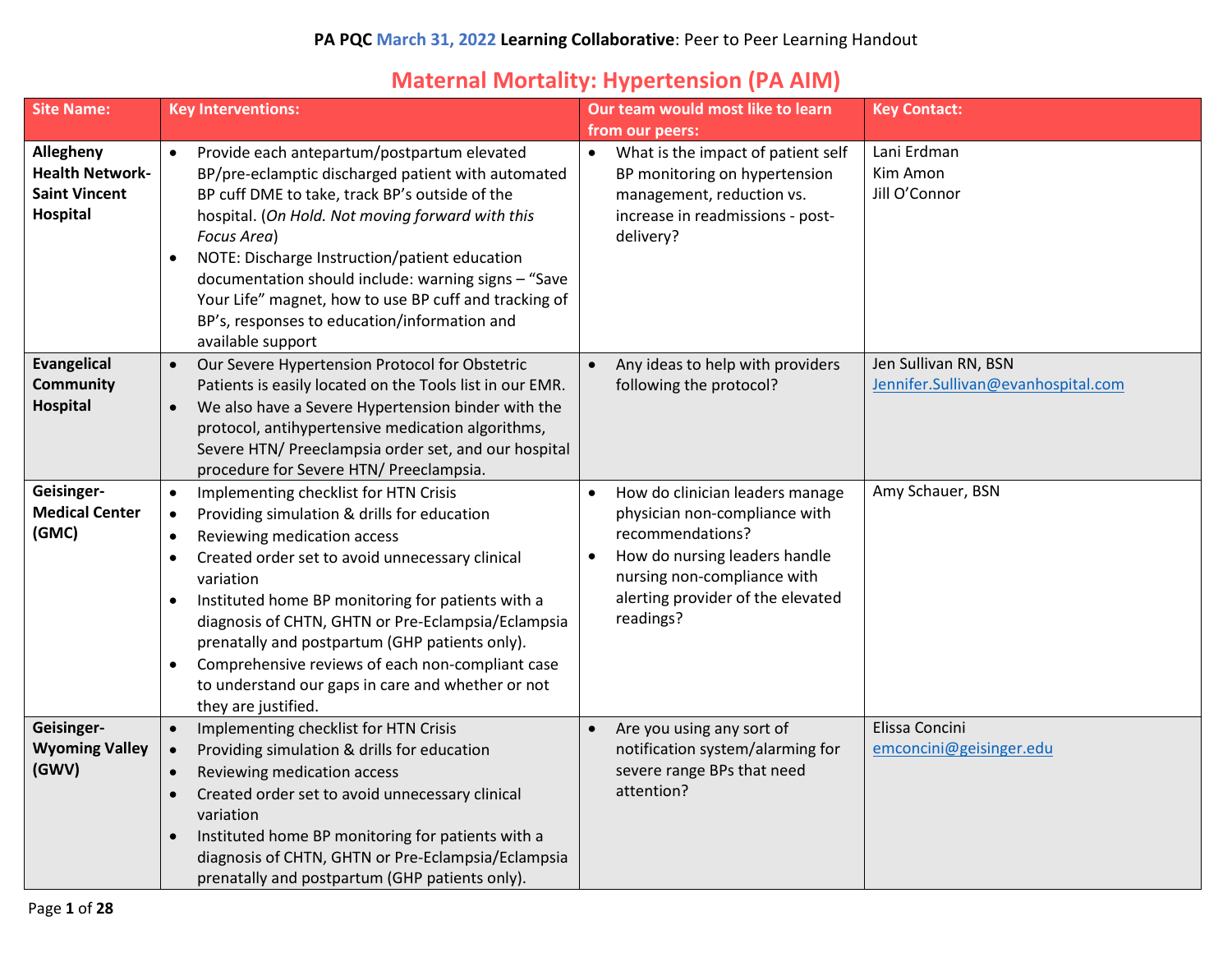**PA PQC March 31, 2022 Learning Collaborative**: Peer to Peer Learning Handout

# Maternal Mortality: Hypertension (PA AIM)

| Site Name: | Key Interventions: | Our team would most like to learn from our peers: | Key Contact: |
|---|---|---|---|
| **Allegheny Health Network-Saint Vincent Hospital** | • Provide each antepartum/postpartum elevated BP/pre-eclamptic discharged patient with automated BP cuff DME to take, track BP's outside of the hospital. (*On Hold. Not moving forward with this Focus Area*)<br>• NOTE: Discharge Instruction/patient education documentation should include: warning signs – "Save Your Life" magnet, how to use BP cuff and tracking of BP's, responses to education/information and available support | • What is the impact of patient self BP monitoring on hypertension management, reduction vs. increase in readmissions - post-delivery? | Lani Erdman<br>Kim Amon<br>Jill O'Connor |
| **Evangelical Community Hospital** | • Our Severe Hypertension Protocol for Obstetric Patients is easily located on the Tools list in our EMR.<br>• We also have a Severe Hypertension binder with the protocol, antihypertensive medication algorithms, Severe HTN/ Preeclampsia order set, and our hospital procedure for Severe HTN/ Preeclampsia. | • Any ideas to help with providers following the protocol? | Jen Sullivan RN, BSN<br>Jennifer.Sullivan@evanhospital.com |
| **Geisinger-Medical Center (GMC)** | • Implementing checklist for HTN Crisis<br>• Providing simulation & drills for education<br>• Reviewing medication access<br>• Created order set to avoid unnecessary clinical variation<br>• Instituted home BP monitoring for patients with a diagnosis of CHTN, GHTN or Pre-Eclampsia/Eclampsia prenatally and postpartum (GHP patients only).<br>• Comprehensive reviews of each non-compliant case to understand our gaps in care and whether or not they are justified. | • How do clinician leaders manage physician non-compliance with recommendations?<br>• How do nursing leaders handle nursing non-compliance with alerting provider of the elevated readings? | Amy Schauer, BSN |
| **Geisinger-Wyoming Valley (GWV)** | • Implementing checklist for HTN Crisis<br>• Providing simulation & drills for education<br>• Reviewing medication access<br>• Created order set to avoid unnecessary clinical variation<br>• Instituted home BP monitoring for patients with a diagnosis of CHTN, GHTN or Pre-Eclampsia/Eclampsia prenatally and postpartum (GHP patients only). | • Are you using any sort of notification system/alarming for severe range BPs that need attention? | Elissa Concini<br>emconcini@geisinger.edu |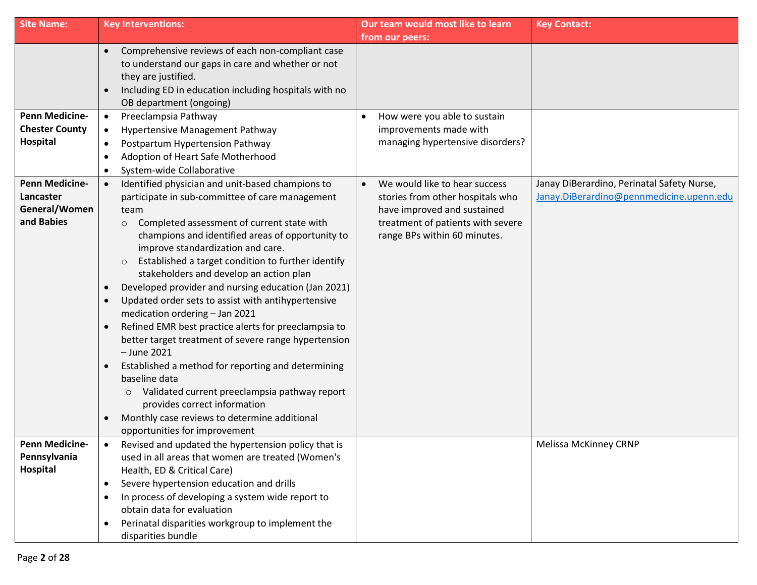| Site Name: | Key Interventions: | Our team would most like to learn from our peers: | Key Contact: |
|---|---|---|---|
| | • Comprehensive reviews of each non-compliant case to understand our gaps in care and whether or not they are justified.<br>• Including ED in education including hospitals with no OB department (ongoing) | | |
| **Penn Medicine-Chester County Hospital** | • Preeclampsia Pathway<br>• Hypertensive Management Pathway<br>• Postpartum Hypertension Pathway<br>• Adoption of Heart Safe Motherhood<br>• System-wide Collaborative | • How were you able to sustain improvements made with managing hypertensive disorders? | |
| **Penn Medicine-Lancaster General/Women and Babies** | • Identified physician and unit-based champions to participate in sub-committee of care management team<br>  ○ Completed assessment of current state with champions and identified areas of opportunity to improve standardization and care.<br>  ○ Established a target condition to further identify stakeholders and develop an action plan<br>• Developed provider and nursing education (Jan 2021)<br>• Updated order sets to assist with antihypertensive medication ordering – Jan 2021<br>• Refined EMR best practice alerts for preeclampsia to better target treatment of severe range hypertension – June 2021<br>• Established a method for reporting and determining baseline data<br>  ○ Validated current preeclampsia pathway report provides correct information<br>• Monthly case reviews to determine additional opportunities for improvement | • We would like to hear success stories from other hospitals who have improved and sustained treatment of patients with severe range BPs within 60 minutes. | Janay DiBerardino, Perinatal Safety Nurse, Janay.DiBerardino@pennmedicine.upenn.edu |
| **Penn Medicine-Pennsylvania Hospital** | • Revised and updated the hypertension policy that is used in all areas that women are treated (Women's Health, ED & Critical Care)<br>• Severe hypertension education and drills<br>• In process of developing a system wide report to obtain data for evaluation<br>• Perinatal disparities workgroup to implement the disparities bundle | | Melissa McKinney CRNP |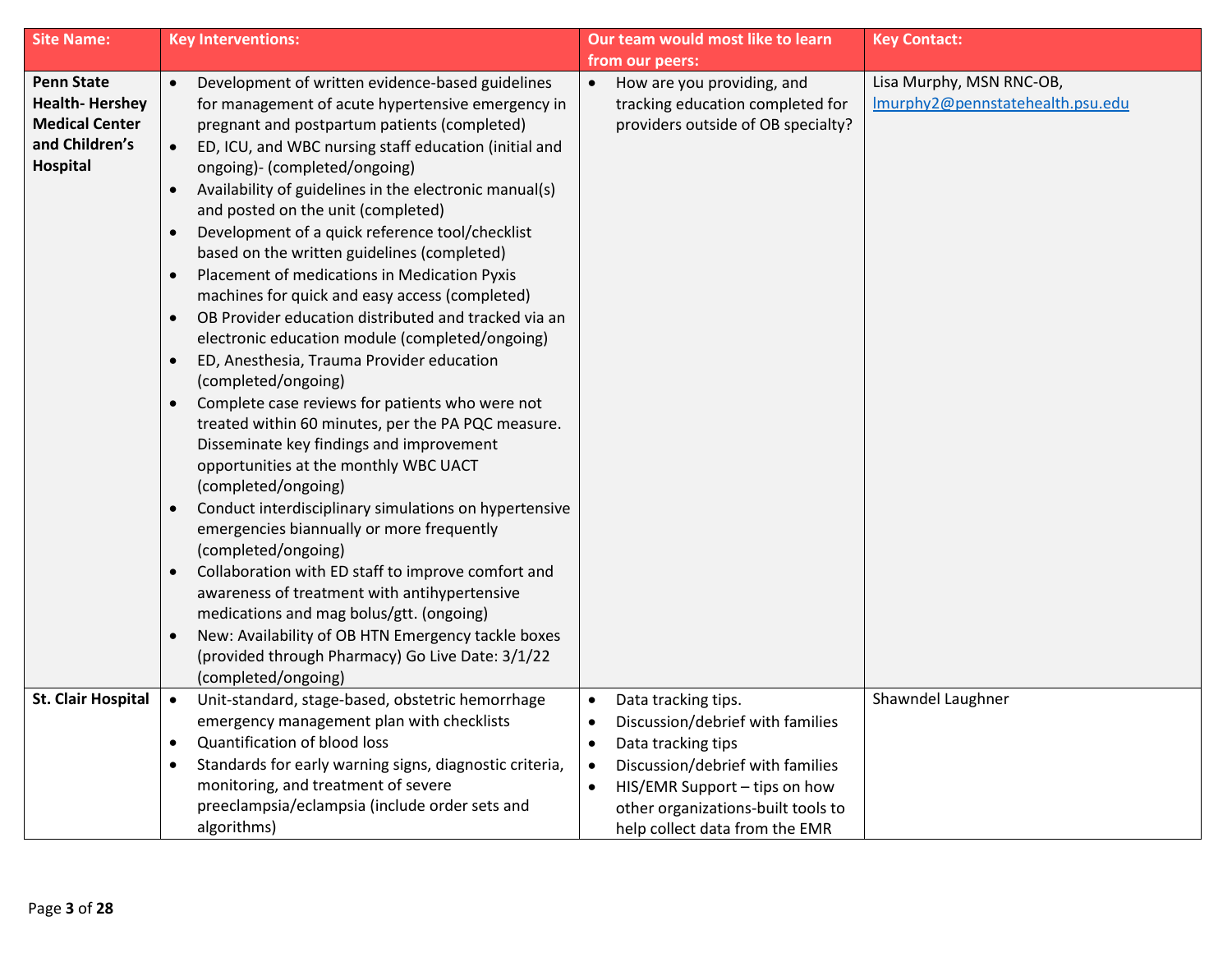| Site Name: | Key Interventions: | Our team would most like to learn from our peers: | Key Contact: |
|---|---|---|---|
| **Penn State Health- Hershey Medical Center and Children's Hospital** | • Development of written evidence-based guidelines for management of acute hypertensive emergency in pregnant and postpartum patients (completed)<br>• ED, ICU, and WBC nursing staff education (initial and ongoing)- (completed/ongoing)<br>• Availability of guidelines in the electronic manual(s) and posted on the unit (completed)<br>• Development of a quick reference tool/checklist based on the written guidelines (completed)<br>• Placement of medications in Medication Pyxis machines for quick and easy access (completed)<br>• OB Provider education distributed and tracked via an electronic education module (completed/ongoing)<br>• ED, Anesthesia, Trauma Provider education (completed/ongoing)<br>• Complete case reviews for patients who were not treated within 60 minutes, per the PA PQC measure. Disseminate key findings and improvement opportunities at the monthly WBC UACT (completed/ongoing)<br>• Conduct interdisciplinary simulations on hypertensive emergencies biannually or more frequently (completed/ongoing)<br>• Collaboration with ED staff to improve comfort and awareness of treatment with antihypertensive medications and mag bolus/gtt. (ongoing)<br>• New: Availability of OB HTN Emergency tackle boxes (provided through Pharmacy) Go Live Date: 3/1/22 (completed/ongoing) | • How are you providing, and tracking education completed for providers outside of OB specialty? | Lisa Murphy, MSN RNC-OB, lmurphy2@pennstatehealth.psu.edu |
| **St. Clair Hospital** | • Unit-standard, stage-based, obstetric hemorrhage emergency management plan with checklists<br>• Quantification of blood loss<br>• Standards for early warning signs, diagnostic criteria, monitoring, and treatment of severe preeclampsia/eclampsia (include order sets and algorithms) | • Data tracking tips.<br>• Discussion/debrief with families<br>• Data tracking tips<br>• Discussion/debrief with families<br>• HIS/EMR Support – tips on how other organizations-built tools to help collect data from the EMR | Shawndel Laughner |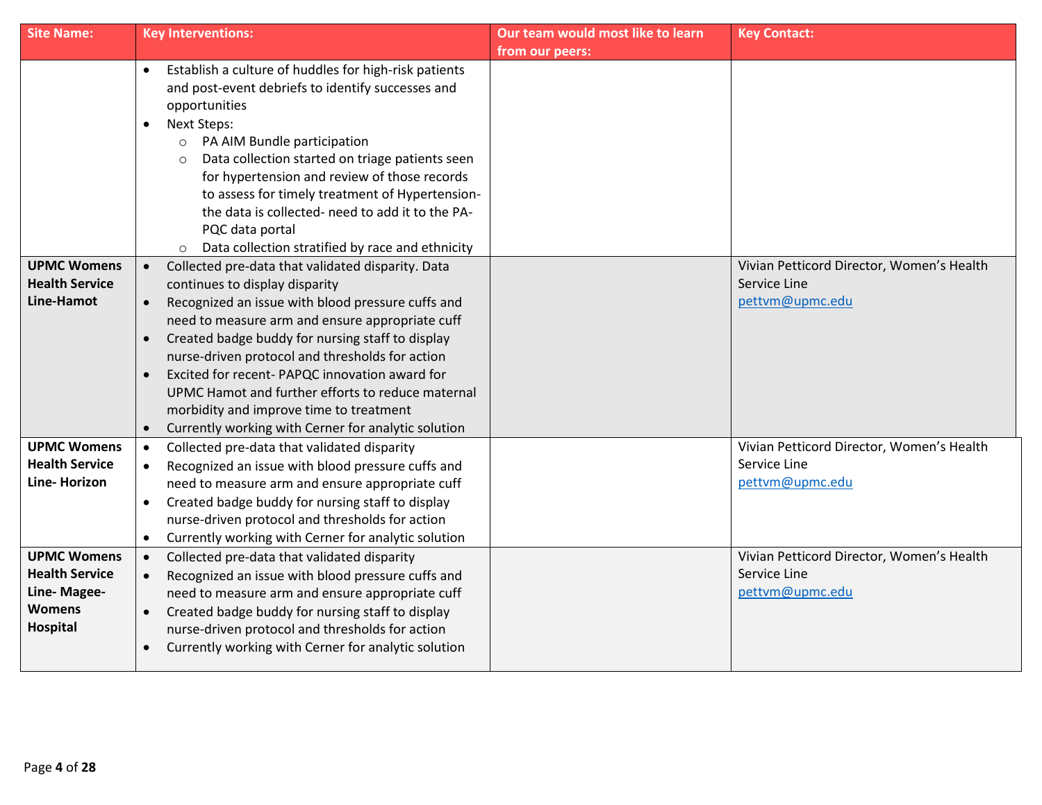| Site Name: | Key Interventions: | Our team would most like to learn from our peers: | Key Contact: |
|---|---|---|---|
| | <ul><li>Establish a culture of huddles for high-risk patients and post-event debriefs to identify successes and opportunities</li><li>Next Steps:<ul><li>PA AIM Bundle participation</li><li>Data collection started on triage patients seen for hypertension and review of those records to assess for timely treatment of Hypertension- the data is collected- need to add it to the PA-PQC data portal</li><li>Data collection stratified by race and ethnicity</li></ul></li></ul> | | |
| **UPMC Womens Health Service Line-Hamot** | <ul><li>Collected pre-data that validated disparity. Data continues to display disparity</li><li>Recognized an issue with blood pressure cuffs and need to measure arm and ensure appropriate cuff</li><li>Created badge buddy for nursing staff to display nurse-driven protocol and thresholds for action</li><li>Excited for recent- PAPQC innovation award for UPMC Hamot and further efforts to reduce maternal morbidity and improve time to treatment</li><li>Currently working with Cerner for analytic solution</li></ul> | | Vivian Petticord Director, Women's Health Service Line pettvm@upmc.edu |
| **UPMC Womens Health Service Line- Horizon** | <ul><li>Collected pre-data that validated disparity</li><li>Recognized an issue with blood pressure cuffs and need to measure arm and ensure appropriate cuff</li><li>Created badge buddy for nursing staff to display nurse-driven protocol and thresholds for action</li><li>Currently working with Cerner for analytic solution</li></ul> | | Vivian Petticord Director, Women's Health Service Line pettvm@upmc.edu |
| **UPMC Womens Health Service Line- Magee-Womens Hospital** | <ul><li>Collected pre-data that validated disparity</li><li>Recognized an issue with blood pressure cuffs and need to measure arm and ensure appropriate cuff</li><li>Created badge buddy for nursing staff to display nurse-driven protocol and thresholds for action</li><li>Currently working with Cerner for analytic solution</li></ul> | | Vivian Petticord Director, Women's Health Service Line pettvm@upmc.edu |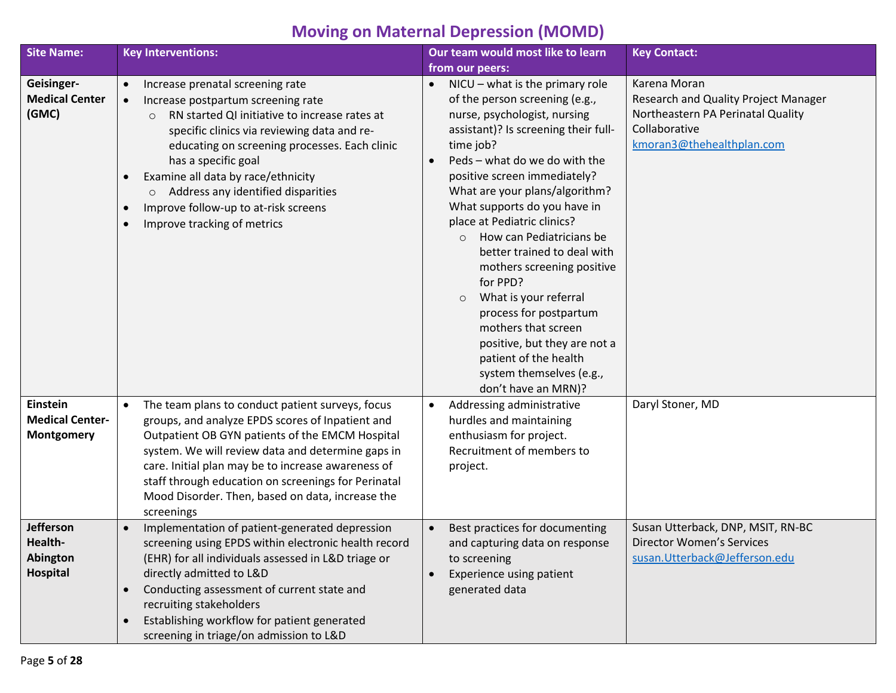# Moving on Maternal Depression (MOMD)

| Site Name: | Key Interventions: | Our team would most like to learn from our peers: | Key Contact: |
|---|---|---|---|
| **Geisinger-Medical Center (GMC)** | • Increase prenatal screening rate<br>• Increase postpartum screening rate<br>&nbsp;&nbsp;&nbsp;&nbsp;○ RN started QI initiative to increase rates at specific clinics via reviewing data and re-educating on screening processes. Each clinic has a specific goal<br>• Examine all data by race/ethnicity<br>&nbsp;&nbsp;&nbsp;&nbsp;○ Address any identified disparities<br>• Improve follow-up to at-risk screens<br>• Improve tracking of metrics | • NICU – what is the primary role of the person screening (e.g., nurse, psychologist, nursing assistant)? Is screening their full-time job?<br>• Peds – what do we do with the positive screen immediately? What are your plans/algorithm? What supports do you have in place at Pediatric clinics?<br>&nbsp;&nbsp;&nbsp;&nbsp;○ How can Pediatricians be better trained to deal with mothers screening positive for PPD?<br>&nbsp;&nbsp;&nbsp;&nbsp;○ What is your referral process for postpartum mothers that screen positive, but they are not a patient of the health system themselves (e.g., don't have an MRN)? | Karena Moran<br>Research and Quality Project Manager<br>Northeastern PA Perinatal Quality Collaborative<br>kmoran3@thehealthplan.com |
| **Einstein Medical Center-Montgomery** | • The team plans to conduct patient surveys, focus groups, and analyze EPDS scores of Inpatient and Outpatient OB GYN patients of the EMCM Hospital system. We will review data and determine gaps in care. Initial plan may be to increase awareness of staff through education on screenings for Perinatal Mood Disorder. Then, based on data, increase the screenings | • Addressing administrative hurdles and maintaining enthusiasm for project. Recruitment of members to project. | Daryl Stoner, MD |
| **Jefferson Health-Abington Hospital** | • Implementation of patient-generated depression screening using EPDS within electronic health record (EHR) for all individuals assessed in L&D triage or directly admitted to L&D<br>• Conducting assessment of current state and recruiting stakeholders<br>• Establishing workflow for patient generated screening in triage/on admission to L&D | • Best practices for documenting and capturing data on response to screening<br>• Experience using patient generated data | Susan Utterback, DNP, MSIT, RN-BC<br>Director Women's Services<br>susan.Utterback@Jefferson.edu |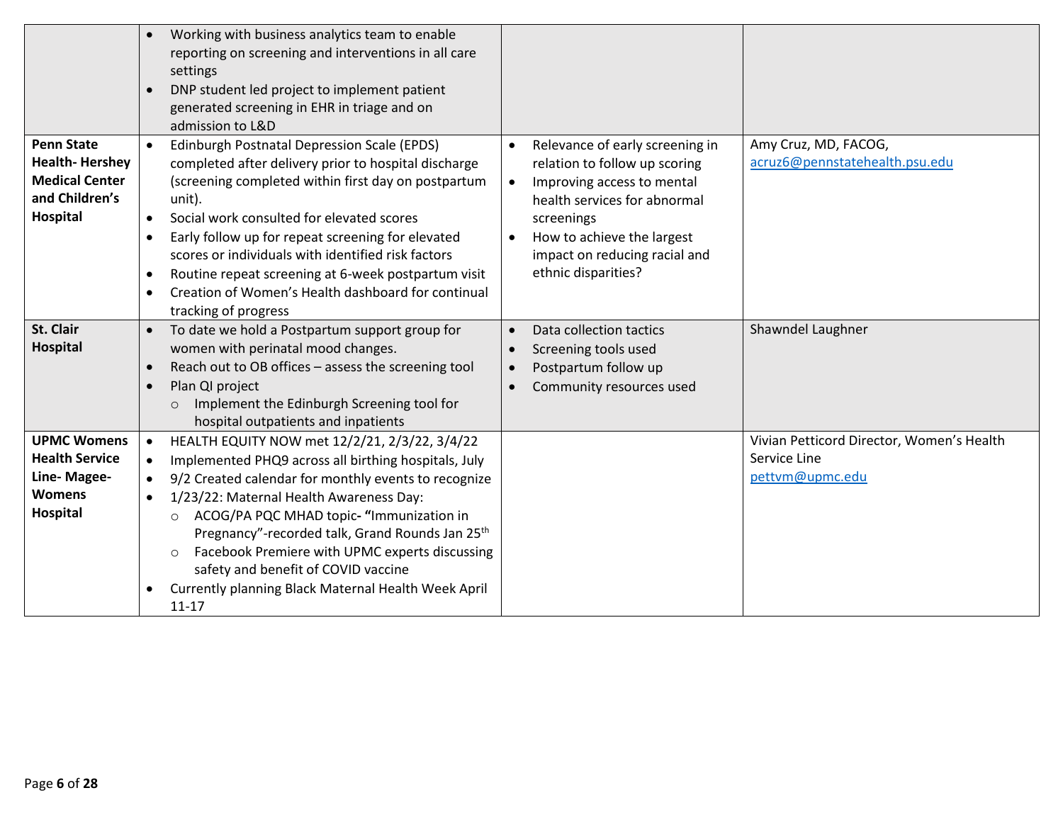| | | | |
|---|---|---|---|
| | • Working with business analytics team to enable reporting on screening and interventions in all care settings<br>• DNP student led project to implement patient generated screening in EHR in triage and on admission to L&D | | |
| **Penn State Health- Hershey Medical Center and Children's Hospital** | • Edinburgh Postnatal Depression Scale (EPDS) completed after delivery prior to hospital discharge (screening completed within first day on postpartum unit).<br>• Social work consulted for elevated scores<br>• Early follow up for repeat screening for elevated scores or individuals with identified risk factors<br>• Routine repeat screening at 6-week postpartum visit<br>• Creation of Women's Health dashboard for continual tracking of progress | • Relevance of early screening in relation to follow up scoring<br>• Improving access to mental health services for abnormal screenings<br>• How to achieve the largest impact on reducing racial and ethnic disparities? | Amy Cruz, MD, FACOG, acruz6@pennstatehealth.psu.edu |
| **St. Clair Hospital** | • To date we hold a Postpartum support group for women with perinatal mood changes.<br>• Reach out to OB offices – assess the screening tool<br>• Plan QI project<br>  ○ Implement the Edinburgh Screening tool for hospital outpatients and inpatients | • Data collection tactics<br>• Screening tools used<br>• Postpartum follow up<br>• Community resources used | Shawndel Laughner |
| **UPMC Womens Health Service Line- Magee-Womens Hospital** | • HEALTH EQUITY NOW met 12/2/21, 2/3/22, 3/4/22<br>• Implemented PHQ9 across all birthing hospitals, July<br>• 9/2 Created calendar for monthly events to recognize<br>• 1/23/22: Maternal Health Awareness Day:<br>  ○ ACOG/PA PQC MHAD topic- **"**Immunization in Pregnancy"-recorded talk, Grand Rounds Jan 25th<br>  ○ Facebook Premiere with UPMC experts discussing safety and benefit of COVID vaccine<br>• Currently planning Black Maternal Health Week April 11-17 | | Vivian Petticord Director, Women's Health Service Line pettvm@upmc.edu |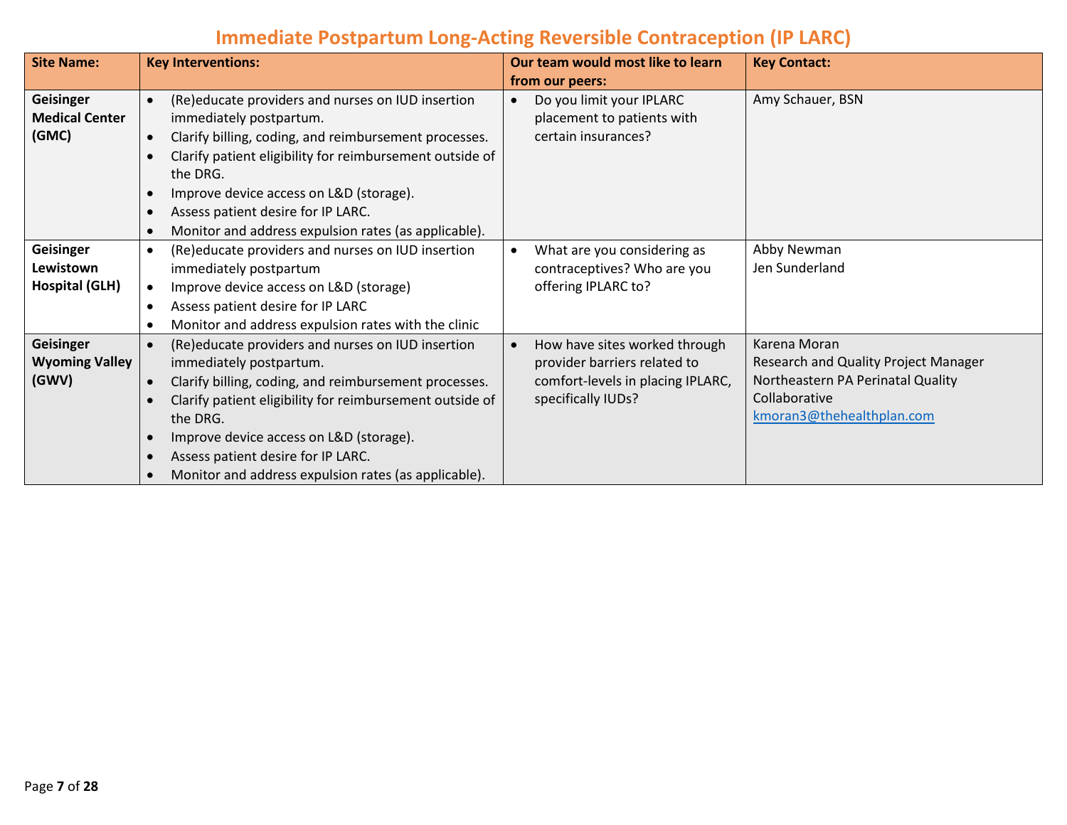# Immediate Postpartum Long-Acting Reversible Contraception (IP LARC)

| Site Name: | Key Interventions: | Our team would most like to learn from our peers: | Key Contact: |
|---|---|---|---|
| **Geisinger Medical Center (GMC)** | • (Re)educate providers and nurses on IUD insertion immediately postpartum.<br>• Clarify billing, coding, and reimbursement processes.<br>• Clarify patient eligibility for reimbursement outside of the DRG.<br>• Improve device access on L&D (storage).<br>• Assess patient desire for IP LARC.<br>• Monitor and address expulsion rates (as applicable). | • Do you limit your IPLARC placement to patients with certain insurances? | Amy Schauer, BSN |
| **Geisinger Lewistown Hospital (GLH)** | • (Re)educate providers and nurses on IUD insertion immediately postpartum<br>• Improve device access on L&D (storage)<br>• Assess patient desire for IP LARC<br>• Monitor and address expulsion rates with the clinic | • What are you considering as contraceptives? Who are you offering IPLARC to? | Abby Newman<br>Jen Sunderland |
| **Geisinger Wyoming Valley (GWV)** | • (Re)educate providers and nurses on IUD insertion immediately postpartum.<br>• Clarify billing, coding, and reimbursement processes.<br>• Clarify patient eligibility for reimbursement outside of the DRG.<br>• Improve device access on L&D (storage).<br>• Assess patient desire for IP LARC.<br>• Monitor and address expulsion rates (as applicable). | • How have sites worked through provider barriers related to comfort-levels in placing IPLARC, specifically IUDs? | Karena Moran<br>Research and Quality Project Manager<br>Northeastern PA Perinatal Quality Collaborative<br>kmoran3@thehealthplan.com |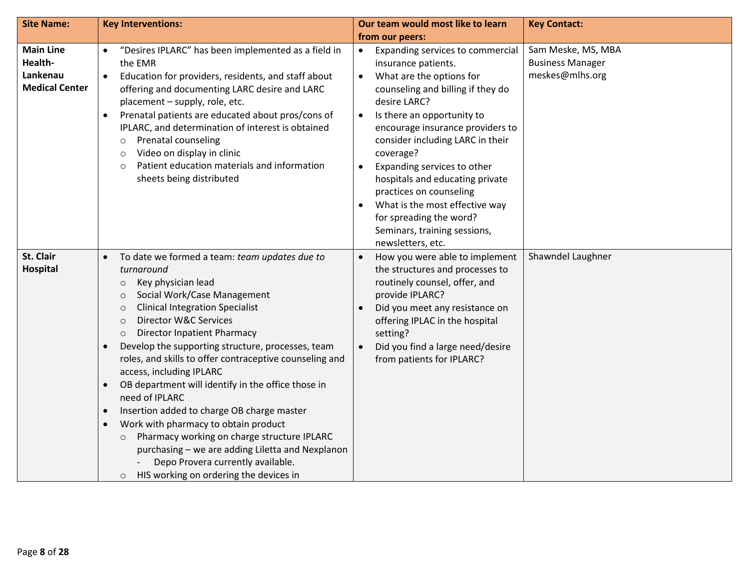| Site Name: | Key Interventions: | Our team would most like to learn from our peers: | Key Contact: |
|---|---|---|---|
| **Main Line Health-Lankenau Medical Center** | • "Desires IPLARC" has been implemented as a field in the EMR<br>• Education for providers, residents, and staff about offering and documenting LARC desire and LARC placement – supply, role, etc.<br>• Prenatal patients are educated about pros/cons of IPLARC, and determination of interest is obtained<br>&nbsp;&nbsp;○ Prenatal counseling<br>&nbsp;&nbsp;○ Video on display in clinic<br>&nbsp;&nbsp;○ Patient education materials and information sheets being distributed | • Expanding services to commercial insurance patients.<br>• What are the options for counseling and billing if they do desire LARC?<br>• Is there an opportunity to encourage insurance providers to consider including LARC in their coverage?<br>• Expanding services to other hospitals and educating private practices on counseling<br>• What is the most effective way for spreading the word? Seminars, training sessions, newsletters, etc. | Sam Meske, MS, MBA<br>Business Manager<br>meskes@mlhs.org |
| **St. Clair Hospital** | • To date we formed a team: *team updates due to turnaround*<br>&nbsp;&nbsp;○ Key physician lead<br>&nbsp;&nbsp;○ Social Work/Case Management<br>&nbsp;&nbsp;○ Clinical Integration Specialist<br>&nbsp;&nbsp;○ Director W&C Services<br>&nbsp;&nbsp;○ Director Inpatient Pharmacy<br>• Develop the supporting structure, processes, team roles, and skills to offer contraceptive counseling and access, including IPLARC<br>• OB department will identify in the office those in need of IPLARC<br>• Insertion added to charge OB charge master<br>• Work with pharmacy to obtain product<br>&nbsp;&nbsp;○ Pharmacy working on charge structure IPLARC purchasing – we are adding Liletta and Nexplanon<br>&nbsp;&nbsp;&nbsp;&nbsp;- Depo Provera currently available.<br>&nbsp;&nbsp;○ HIS working on ordering the devices in | • How you were able to implement the structures and processes to routinely counsel, offer, and provide IPLARC?<br>• Did you meet any resistance on offering IPLAC in the hospital setting?<br>• Did you find a large need/desire from patients for IPLARC? | Shawndel Laughner |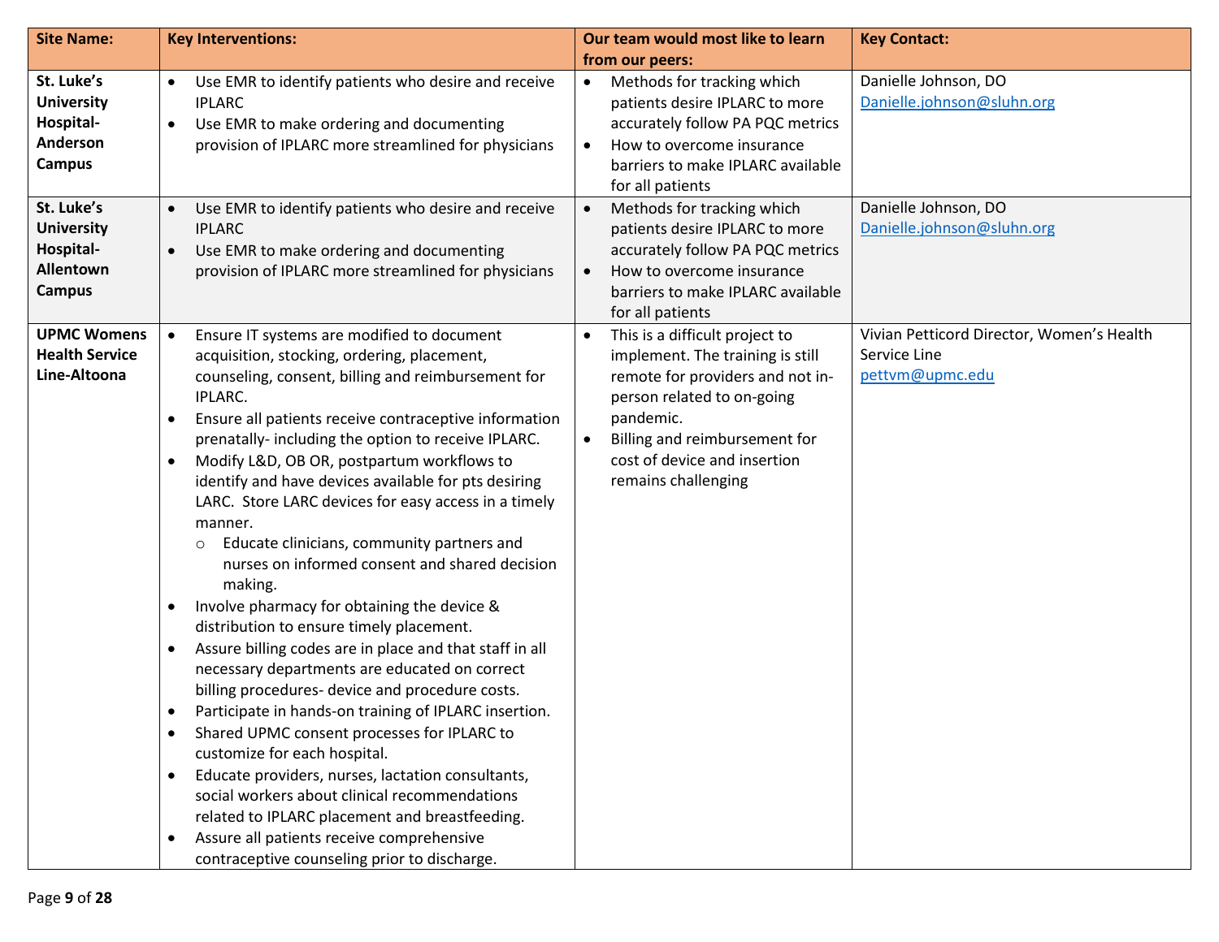| Site Name: | Key Interventions: | Our team would most like to learn from our peers: | Key Contact: |
|---|---|---|---|
| **St. Luke's University Hospital-Anderson Campus** | • Use EMR to identify patients who desire and receive IPLARC<br>• Use EMR to make ordering and documenting provision of IPLARC more streamlined for physicians | • Methods for tracking which patients desire IPLARC to more accurately follow PA PQC metrics<br>• How to overcome insurance barriers to make IPLARC available for all patients | Danielle Johnson, DO<br>Danielle.johnson@sluhn.org |
| **St. Luke's University Hospital-Allentown Campus** | • Use EMR to identify patients who desire and receive IPLARC<br>• Use EMR to make ordering and documenting provision of IPLARC more streamlined for physicians | • Methods for tracking which patients desire IPLARC to more accurately follow PA PQC metrics<br>• How to overcome insurance barriers to make IPLARC available for all patients | Danielle Johnson, DO<br>Danielle.johnson@sluhn.org |
| **UPMC Womens Health Service Line-Altoona** | • Ensure IT systems are modified to document acquisition, stocking, ordering, placement, counseling, consent, billing and reimbursement for IPLARC.<br>• Ensure all patients receive contraceptive information prenatally- including the option to receive IPLARC.<br>• Modify L&D, OB OR, postpartum workflows to identify and have devices available for pts desiring LARC. Store LARC devices for easy access in a timely manner.<br>&nbsp;&nbsp;&nbsp;&nbsp;○ Educate clinicians, community partners and nurses on informed consent and shared decision making.<br>• Involve pharmacy for obtaining the device & distribution to ensure timely placement.<br>• Assure billing codes are in place and that staff in all necessary departments are educated on correct billing procedures- device and procedure costs.<br>• Participate in hands-on training of IPLARC insertion.<br>• Shared UPMC consent processes for IPLARC to customize for each hospital.<br>• Educate providers, nurses, lactation consultants, social workers about clinical recommendations related to IPLARC placement and breastfeeding.<br>• Assure all patients receive comprehensive contraceptive counseling prior to discharge. | • This is a difficult project to implement. The training is still remote for providers and not in-person related to on-going pandemic.<br>• Billing and reimbursement for cost of device and insertion remains challenging | Vivian Petticord Director, Women's Health Service Line<br>pettvm@upmc.edu |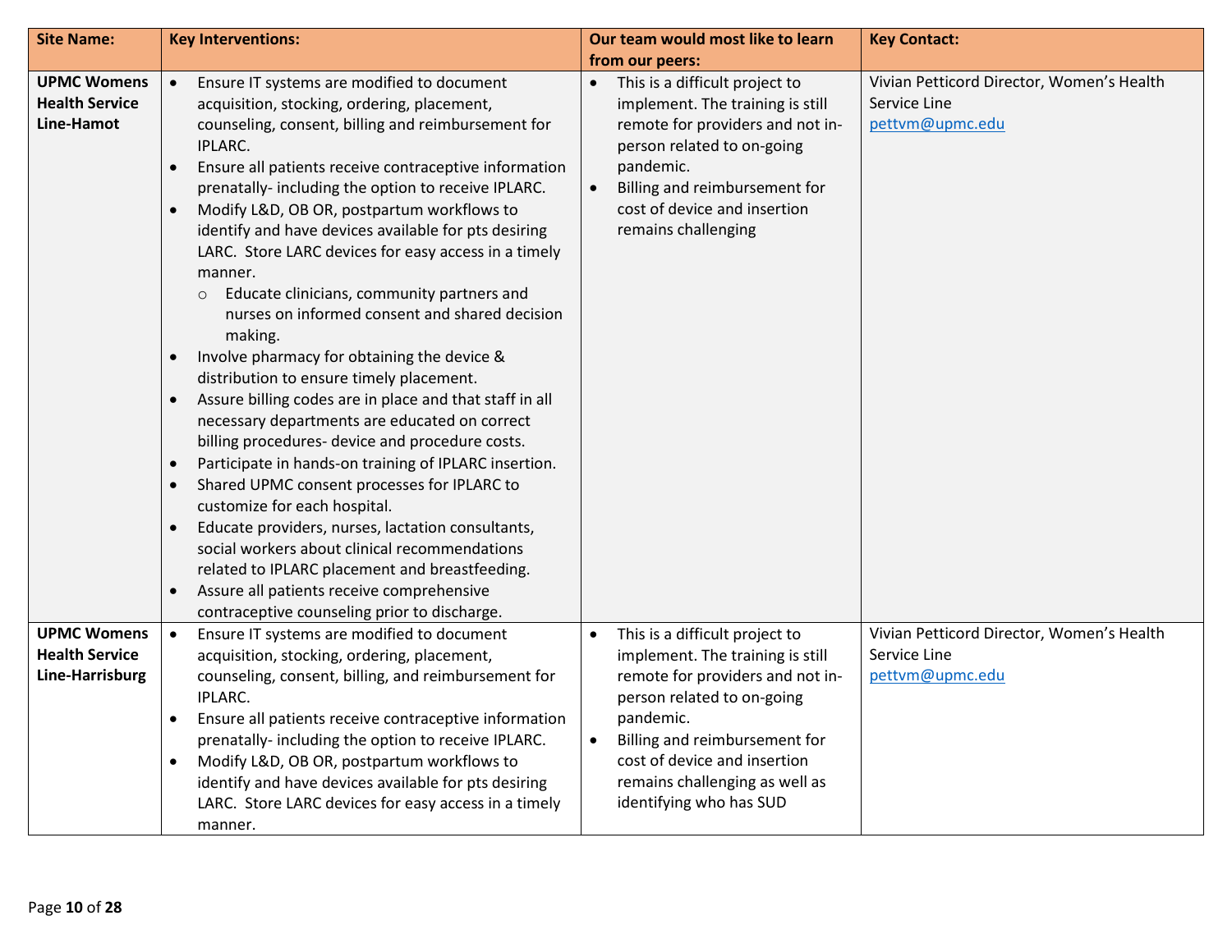| Site Name: | Key Interventions: | Our team would most like to learn from our peers: | Key Contact: |
|---|---|---|---|
| **UPMC Womens Health Service Line-Hamot** | • Ensure IT systems are modified to document acquisition, stocking, ordering, placement, counseling, consent, billing and reimbursement for IPLARC.<br>• Ensure all patients receive contraceptive information prenatally- including the option to receive IPLARC.<br>• Modify L&D, OB OR, postpartum workflows to identify and have devices available for pts desiring LARC. Store LARC devices for easy access in a timely manner.<br>  ○ Educate clinicians, community partners and nurses on informed consent and shared decision making.<br>• Involve pharmacy for obtaining the device & distribution to ensure timely placement.<br>• Assure billing codes are in place and that staff in all necessary departments are educated on correct billing procedures- device and procedure costs.<br>• Participate in hands-on training of IPLARC insertion.<br>• Shared UPMC consent processes for IPLARC to customize for each hospital.<br>• Educate providers, nurses, lactation consultants, social workers about clinical recommendations related to IPLARC placement and breastfeeding.<br>• Assure all patients receive comprehensive contraceptive counseling prior to discharge. | • This is a difficult project to implement. The training is still remote for providers and not in-person related to on-going pandemic.<br>• Billing and reimbursement for cost of device and insertion remains challenging | Vivian Petticord Director, Women's Health Service Line<br>pettvm@upmc.edu |
| **UPMC Womens Health Service Line-Harrisburg** | • Ensure IT systems are modified to document acquisition, stocking, ordering, placement, counseling, consent, billing, and reimbursement for IPLARC.<br>• Ensure all patients receive contraceptive information prenatally- including the option to receive IPLARC.<br>• Modify L&D, OB OR, postpartum workflows to identify and have devices available for pts desiring LARC. Store LARC devices for easy access in a timely manner. | • This is a difficult project to implement. The training is still remote for providers and not in-person related to on-going pandemic.<br>• Billing and reimbursement for cost of device and insertion remains challenging as well as identifying who has SUD | Vivian Petticord Director, Women's Health Service Line<br>pettvm@upmc.edu |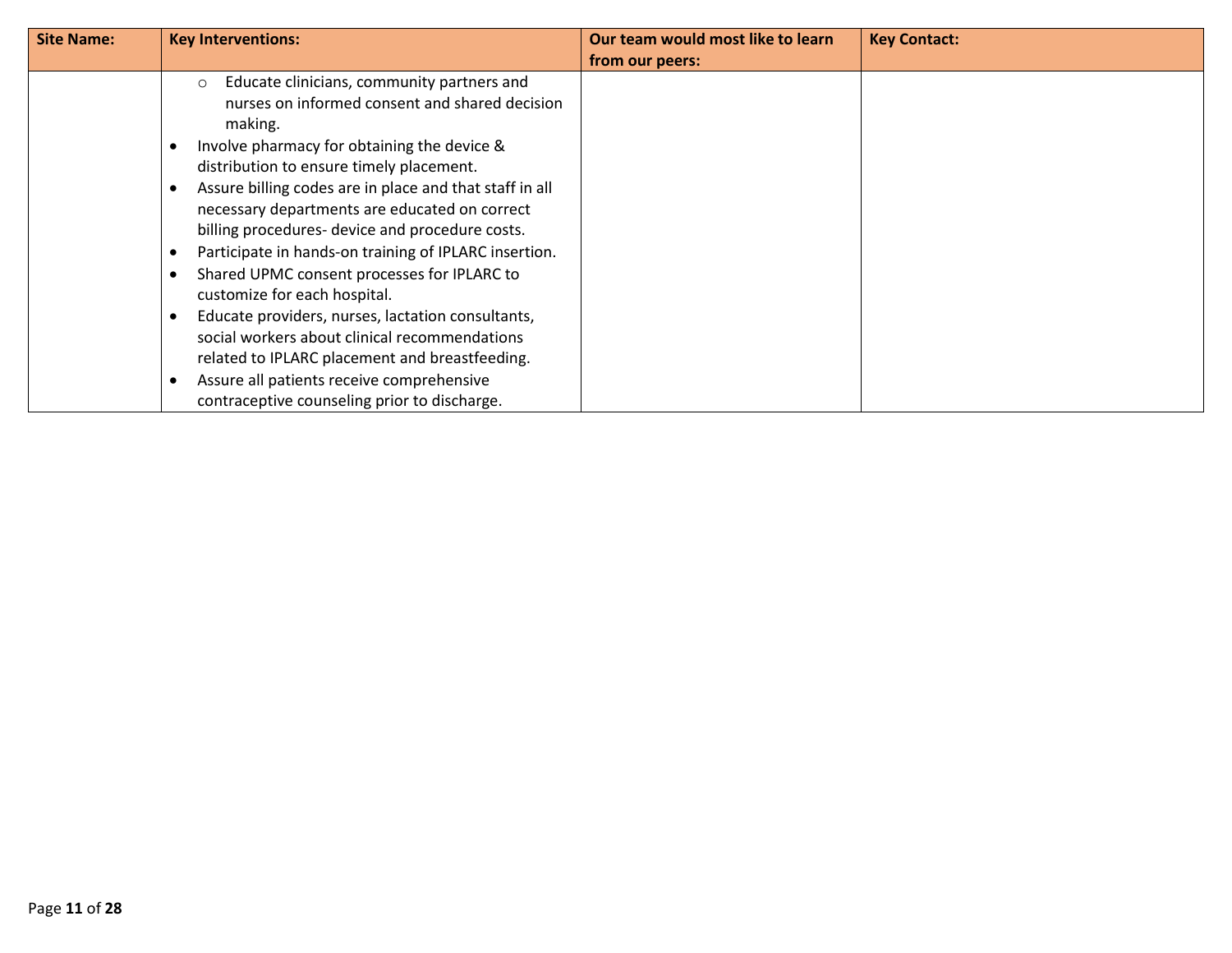| Site Name: | Key Interventions: | Our team would most like to learn from our peers: | Key Contact: |
|---|---|---|---|
| | ◦ Educate clinicians, community partners and nurses on informed consent and shared decision making.<br>• Involve pharmacy for obtaining the device & distribution to ensure timely placement.<br>• Assure billing codes are in place and that staff in all necessary departments are educated on correct billing procedures- device and procedure costs.<br>• Participate in hands-on training of IPLARC insertion.<br>• Shared UPMC consent processes for IPLARC to customize for each hospital.<br>• Educate providers, nurses, lactation consultants, social workers about clinical recommendations related to IPLARC placement and breastfeeding.<br>• Assure all patients receive comprehensive contraceptive counseling prior to discharge. | | |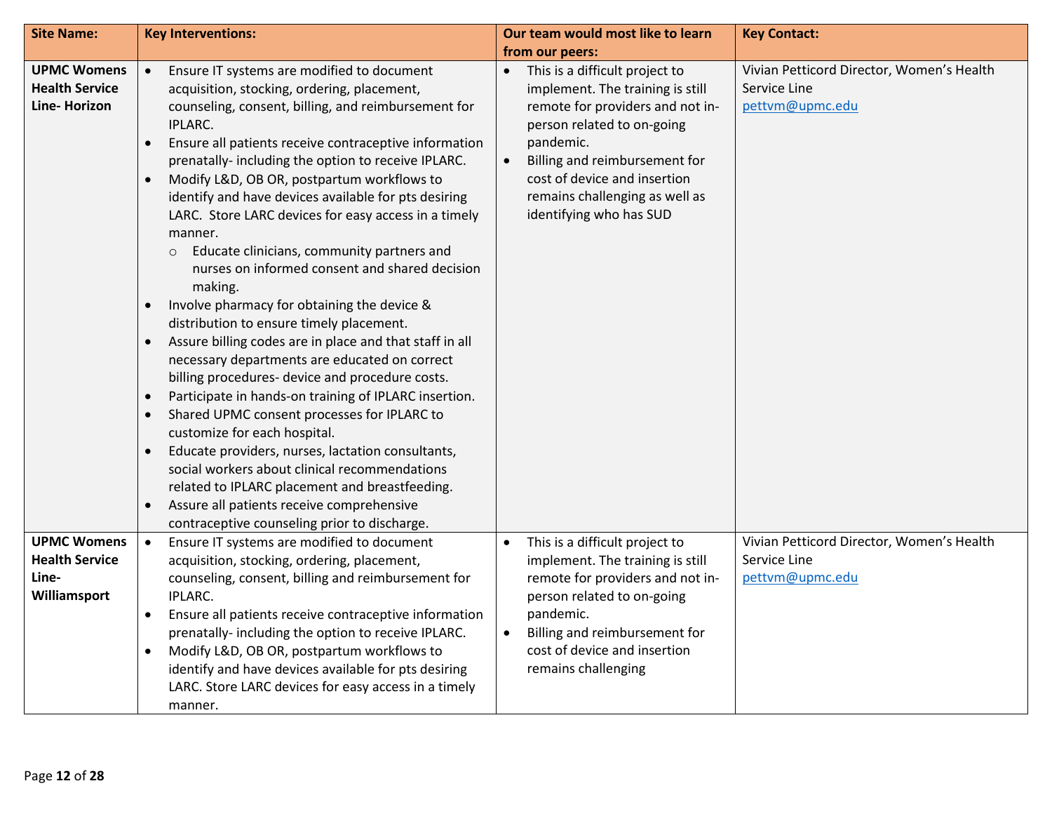| Site Name: | Key Interventions: | Our team would most like to learn from our peers: | Key Contact: |
|---|---|---|---|
| **UPMC Womens Health Service Line- Horizon** | • Ensure IT systems are modified to document acquisition, stocking, ordering, placement, counseling, consent, billing, and reimbursement for IPLARC.<br>• Ensure all patients receive contraceptive information prenatally- including the option to receive IPLARC.<br>• Modify L&D, OB OR, postpartum workflows to identify and have devices available for pts desiring LARC. Store LARC devices for easy access in a timely manner.<br>&nbsp;&nbsp;&nbsp;&nbsp;o Educate clinicians, community partners and nurses on informed consent and shared decision making.<br>• Involve pharmacy for obtaining the device & distribution to ensure timely placement.<br>• Assure billing codes are in place and that staff in all necessary departments are educated on correct billing procedures- device and procedure costs.<br>• Participate in hands-on training of IPLARC insertion.<br>• Shared UPMC consent processes for IPLARC to customize for each hospital.<br>• Educate providers, nurses, lactation consultants, social workers about clinical recommendations related to IPLARC placement and breastfeeding.<br>• Assure all patients receive comprehensive contraceptive counseling prior to discharge. | • This is a difficult project to implement. The training is still remote for providers and not in-person related to on-going pandemic.<br>• Billing and reimbursement for cost of device and insertion remains challenging as well as identifying who has SUD | Vivian Petticord Director, Women's Health Service Line<br>pettvm@upmc.edu |
| **UPMC Womens Health Service Line- Williamsport** | • Ensure IT systems are modified to document acquisition, stocking, ordering, placement, counseling, consent, billing and reimbursement for IPLARC.<br>• Ensure all patients receive contraceptive information prenatally- including the option to receive IPLARC.<br>• Modify L&D, OB OR, postpartum workflows to identify and have devices available for pts desiring LARC. Store LARC devices for easy access in a timely manner. | • This is a difficult project to implement. The training is still remote for providers and not in-person related to on-going pandemic.<br>• Billing and reimbursement for cost of device and insertion remains challenging | Vivian Petticord Director, Women's Health Service Line<br>pettvm@upmc.edu |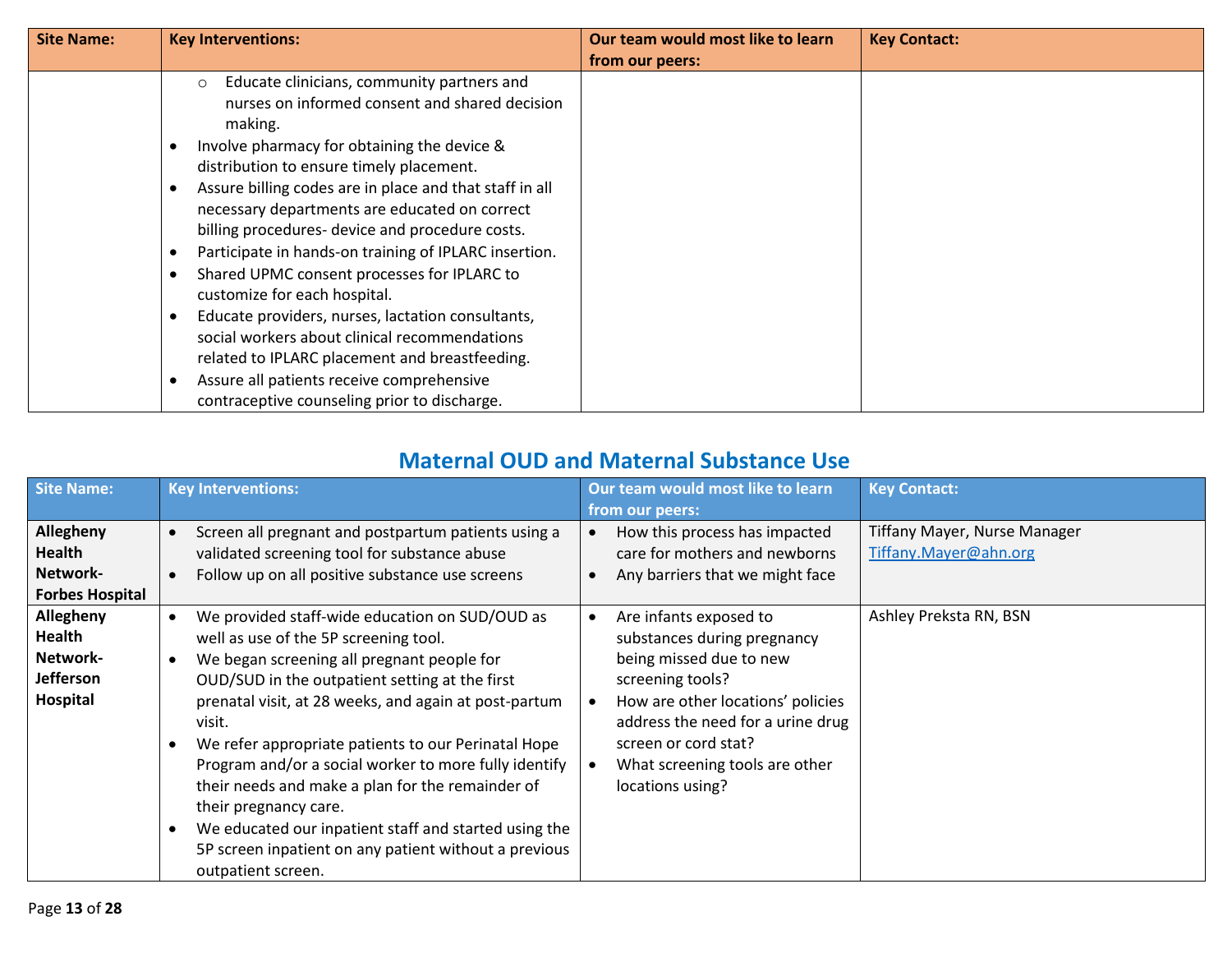| Site Name: | Key Interventions: | Our team would most like to learn from our peers: | Key Contact: |
|---|---|---|---|
| | ○ Educate clinicians, community partners and nurses on informed consent and shared decision making.<br>• Involve pharmacy for obtaining the device & distribution to ensure timely placement.<br>• Assure billing codes are in place and that staff in all necessary departments are educated on correct billing procedures- device and procedure costs.<br>• Participate in hands-on training of IPLARC insertion.<br>• Shared UPMC consent processes for IPLARC to customize for each hospital.<br>• Educate providers, nurses, lactation consultants, social workers about clinical recommendations related to IPLARC placement and breastfeeding.<br>• Assure all patients receive comprehensive contraceptive counseling prior to discharge. | | |

## Maternal OUD and Maternal Substance Use

| Site Name: | Key Interventions: | Our team would most like to learn from our peers: | Key Contact: |
|---|---|---|---|
| **Allegheny Health Network- Forbes Hospital** | • Screen all pregnant and postpartum patients using a validated screening tool for substance abuse<br>• Follow up on all positive substance use screens | • How this process has impacted care for mothers and newborns<br>• Any barriers that we might face | Tiffany Mayer, Nurse Manager<br>Tiffany.Mayer@ahn.org |
| **Allegheny Health Network- Jefferson Hospital** | • We provided staff-wide education on SUD/OUD as well as use of the 5P screening tool.<br>• We began screening all pregnant people for OUD/SUD in the outpatient setting at the first prenatal visit, at 28 weeks, and again at post-partum visit.<br>• We refer appropriate patients to our Perinatal Hope Program and/or a social worker to more fully identify their needs and make a plan for the remainder of their pregnancy care.<br>• We educated our inpatient staff and started using the 5P screen inpatient on any patient without a previous outpatient screen. | • Are infants exposed to substances during pregnancy being missed due to new screening tools?<br>• How are other locations' policies address the need for a urine drug screen or cord stat?<br>• What screening tools are other locations using? | Ashley Preksta RN, BSN |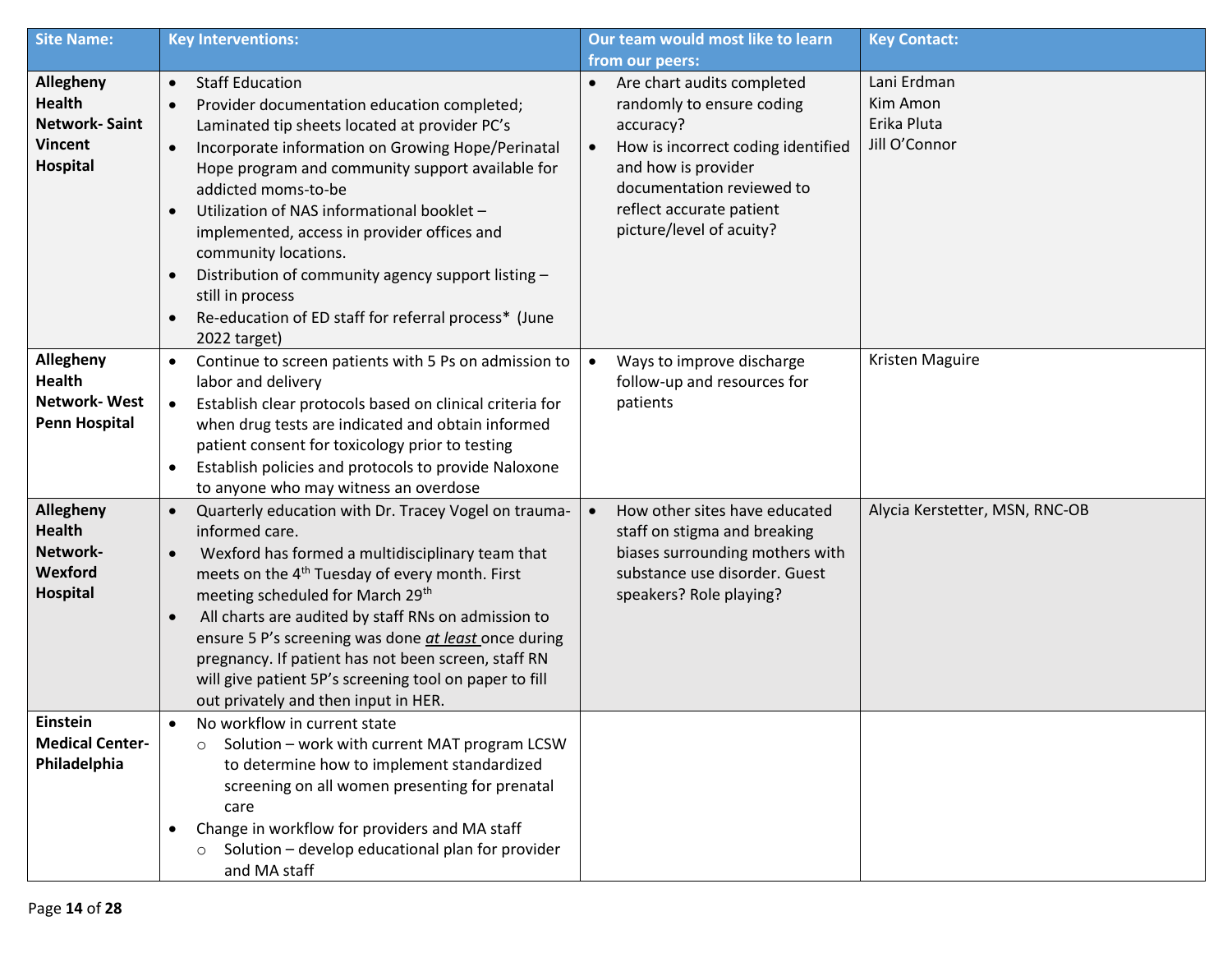| Site Name: | Key Interventions: | Our team would most like to learn from our peers: | Key Contact: |
|---|---|---|---|
| **Allegheny Health Network- Saint Vincent Hospital** | • Staff Education<br>• Provider documentation education completed; Laminated tip sheets located at provider PC's<br>• Incorporate information on Growing Hope/Perinatal Hope program and community support available for addicted moms-to-be<br>• Utilization of NAS informational booklet – implemented, access in provider offices and community locations.<br>• Distribution of community agency support listing – still in process<br>• Re-education of ED staff for referral process* (June 2022 target) | • Are chart audits completed randomly to ensure coding accuracy?<br>• How is incorrect coding identified and how is provider documentation reviewed to reflect accurate patient picture/level of acuity? | Lani Erdman<br>Kim Amon<br>Erika Pluta<br>Jill O'Connor |
| **Allegheny Health Network- West Penn Hospital** | • Continue to screen patients with 5 Ps on admission to labor and delivery<br>• Establish clear protocols based on clinical criteria for when drug tests are indicated and obtain informed patient consent for toxicology prior to testing<br>• Establish policies and protocols to provide Naloxone to anyone who may witness an overdose | • Ways to improve discharge follow-up and resources for patients | Kristen Maguire |
| **Allegheny Health Network- Wexford Hospital** | • Quarterly education with Dr. Tracey Vogel on trauma-informed care.<br>• Wexford has formed a multidisciplinary team that meets on the 4th Tuesday of every month. First meeting scheduled for March 29th<br>• All charts are audited by staff RNs on admission to ensure 5 P's screening was done <u>*at least*</u> once during pregnancy. If patient has not been screen, staff RN will give patient 5P's screening tool on paper to fill out privately and then input in HER. | • How other sites have educated staff on stigma and breaking biases surrounding mothers with substance use disorder. Guest speakers? Role playing? | Alycia Kerstetter, MSN, RNC-OB |
| **Einstein Medical Center- Philadelphia** | • No workflow in current state<br>&nbsp;&nbsp;&nbsp;&nbsp;○ Solution – work with current MAT program LCSW to determine how to implement standardized screening on all women presenting for prenatal care<br>• Change in workflow for providers and MA staff<br>&nbsp;&nbsp;&nbsp;&nbsp;○ Solution – develop educational plan for provider and MA staff | | |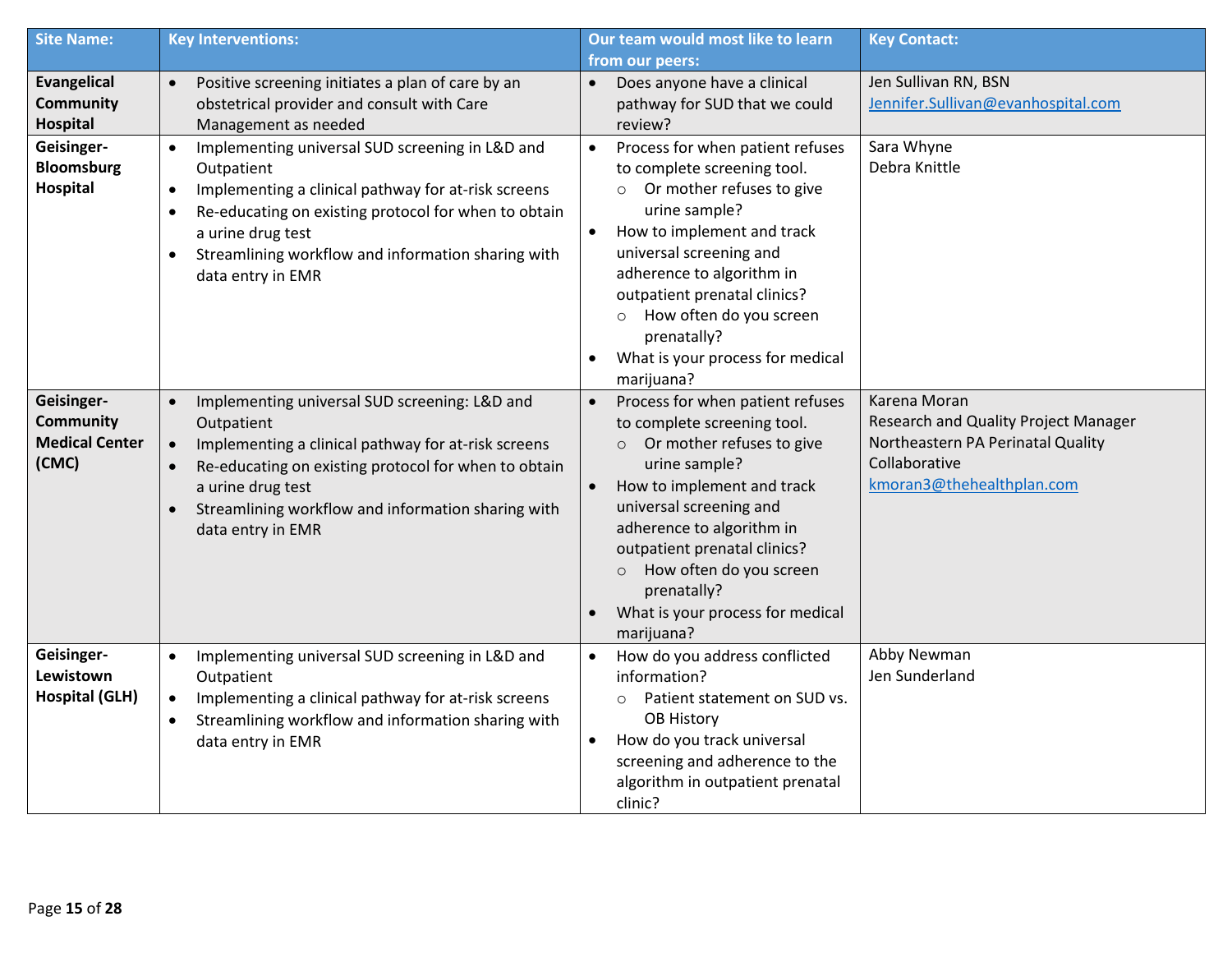| Site Name: | Key Interventions: | Our team would most like to learn from our peers: | Key Contact: |
|---|---|---|---|
| **Evangelical Community Hospital** | • Positive screening initiates a plan of care by an obstetrical provider and consult with Care Management as needed | • Does anyone have a clinical pathway for SUD that we could review? | Jen Sullivan RN, BSN<br>Jennifer.Sullivan@evanhospital.com |
| **Geisinger-Bloomsburg Hospital** | • Implementing universal SUD screening in L&D and Outpatient<br>• Implementing a clinical pathway for at-risk screens<br>• Re-educating on existing protocol for when to obtain a urine drug test<br>• Streamlining workflow and information sharing with data entry in EMR | • Process for when patient refuses to complete screening tool.<br>&nbsp;&nbsp;○ Or mother refuses to give urine sample?<br>• How to implement and track universal screening and adherence to algorithm in outpatient prenatal clinics?<br>&nbsp;&nbsp;○ How often do you screen prenatally?<br>• What is your process for medical marijuana? | Sara Whyne<br>Debra Knittle |
| **Geisinger-Community Medical Center (CMC)** | • Implementing universal SUD screening: L&D and Outpatient<br>• Implementing a clinical pathway for at-risk screens<br>• Re-educating on existing protocol for when to obtain a urine drug test<br>• Streamlining workflow and information sharing with data entry in EMR | • Process for when patient refuses to complete screening tool.<br>&nbsp;&nbsp;○ Or mother refuses to give urine sample?<br>• How to implement and track universal screening and adherence to algorithm in outpatient prenatal clinics?<br>&nbsp;&nbsp;○ How often do you screen prenatally?<br>• What is your process for medical marijuana? | Karena Moran<br>Research and Quality Project Manager<br>Northeastern PA Perinatal Quality Collaborative<br>kmoran3@thehealthplan.com |
| **Geisinger-Lewistown Hospital (GLH)** | • Implementing universal SUD screening in L&D and Outpatient<br>• Implementing a clinical pathway for at-risk screens<br>• Streamlining workflow and information sharing with data entry in EMR | • How do you address conflicted information?<br>&nbsp;&nbsp;○ Patient statement on SUD vs. OB History<br>• How do you track universal screening and adherence to the algorithm in outpatient prenatal clinic? | Abby Newman<br>Jen Sunderland |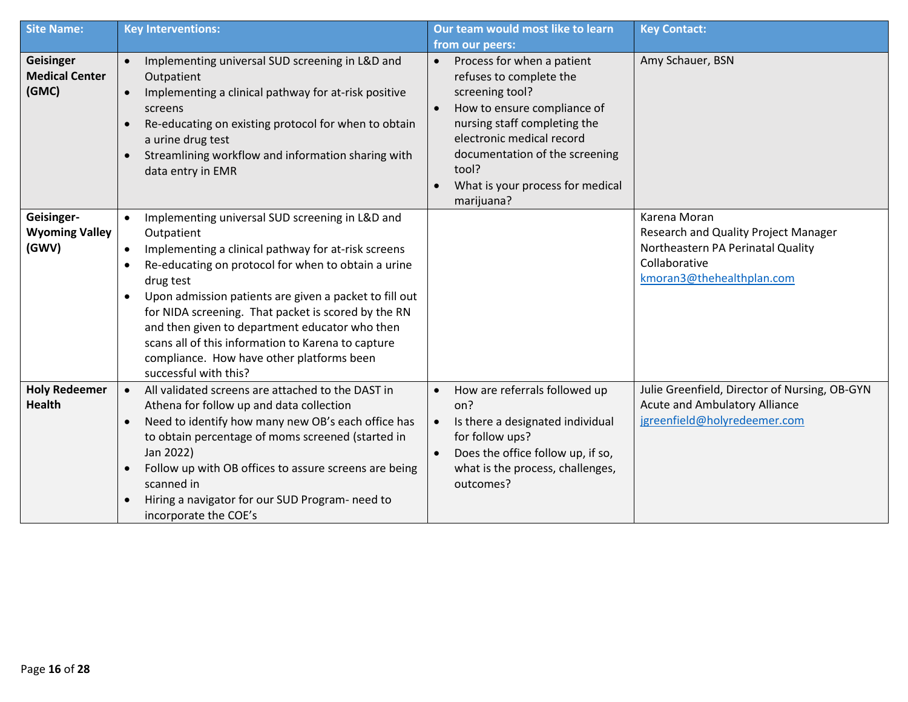| Site Name: | Key Interventions: | Our team would most like to learn from our peers: | Key Contact: |
|---|---|---|---|
| **Geisinger Medical Center (GMC)** | • Implementing universal SUD screening in L&D and Outpatient<br>• Implementing a clinical pathway for at-risk positive screens<br>• Re-educating on existing protocol for when to obtain a urine drug test<br>• Streamlining workflow and information sharing with data entry in EMR | • Process for when a patient refuses to complete the screening tool?<br>• How to ensure compliance of nursing staff completing the electronic medical record documentation of the screening tool?<br>• What is your process for medical marijuana? | Amy Schauer, BSN |
| **Geisinger-Wyoming Valley (GWV)** | • Implementing universal SUD screening in L&D and Outpatient<br>• Implementing a clinical pathway for at-risk screens<br>• Re-educating on protocol for when to obtain a urine drug test<br>• Upon admission patients are given a packet to fill out for NIDA screening. That packet is scored by the RN and then given to department educator who then scans all of this information to Karena to capture compliance. How have other platforms been successful with this? | | Karena Moran<br>Research and Quality Project Manager<br>Northeastern PA Perinatal Quality Collaborative<br>kmoran3@thehealthplan.com |
| **Holy Redeemer Health** | • All validated screens are attached to the DAST in Athena for follow up and data collection<br>• Need to identify how many new OB's each office has to obtain percentage of moms screened (started in Jan 2022)<br>• Follow up with OB offices to assure screens are being scanned in<br>• Hiring a navigator for our SUD Program- need to incorporate the COE's | • How are referrals followed up on?<br>• Is there a designated individual for follow ups?<br>• Does the office follow up, if so, what is the process, challenges, outcomes? | Julie Greenfield, Director of Nursing, OB-GYN Acute and Ambulatory Alliance<br>jgreenfield@holyredeemer.com |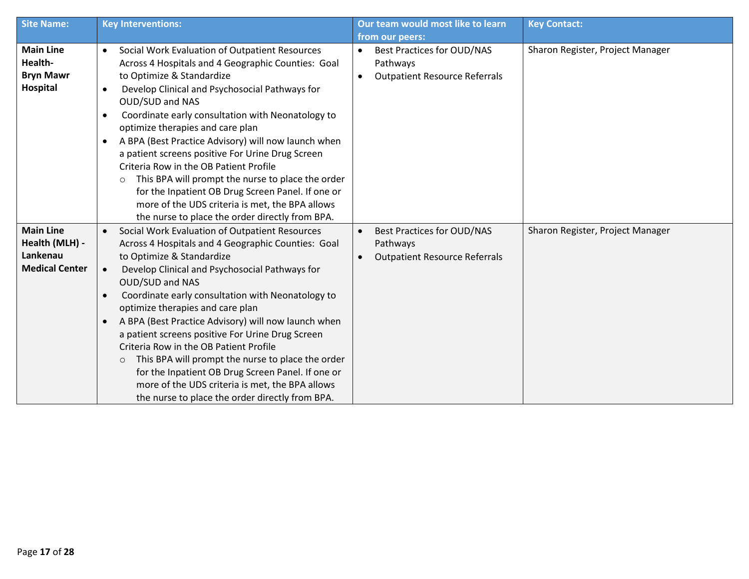| Site Name: | Key Interventions: | Our team would most like to learn from our peers: | Key Contact: |
|---|---|---|---|
| **Main Line Health- Bryn Mawr Hospital** | • Social Work Evaluation of Outpatient Resources Across 4 Hospitals and 4 Geographic Counties: Goal to Optimize & Standardize<br>• Develop Clinical and Psychosocial Pathways for OUD/SUD and NAS<br>• Coordinate early consultation with Neonatology to optimize therapies and care plan<br>• A BPA (Best Practice Advisory) will now launch when a patient screens positive For Urine Drug Screen Criteria Row in the OB Patient Profile<br>&nbsp;&nbsp;&nbsp;&nbsp;○ This BPA will prompt the nurse to place the order for the Inpatient OB Drug Screen Panel. If one or more of the UDS criteria is met, the BPA allows the nurse to place the order directly from BPA. | • Best Practices for OUD/NAS Pathways<br>• Outpatient Resource Referrals | Sharon Register, Project Manager |
| **Main Line Health (MLH) - Lankenau Medical Center** | • Social Work Evaluation of Outpatient Resources Across 4 Hospitals and 4 Geographic Counties: Goal to Optimize & Standardize<br>• Develop Clinical and Psychosocial Pathways for OUD/SUD and NAS<br>• Coordinate early consultation with Neonatology to optimize therapies and care plan<br>• A BPA (Best Practice Advisory) will now launch when a patient screens positive For Urine Drug Screen Criteria Row in the OB Patient Profile<br>&nbsp;&nbsp;&nbsp;&nbsp;○ This BPA will prompt the nurse to place the order for the Inpatient OB Drug Screen Panel. If one or more of the UDS criteria is met, the BPA allows the nurse to place the order directly from BPA. | • Best Practices for OUD/NAS Pathways<br>• Outpatient Resource Referrals | Sharon Register, Project Manager |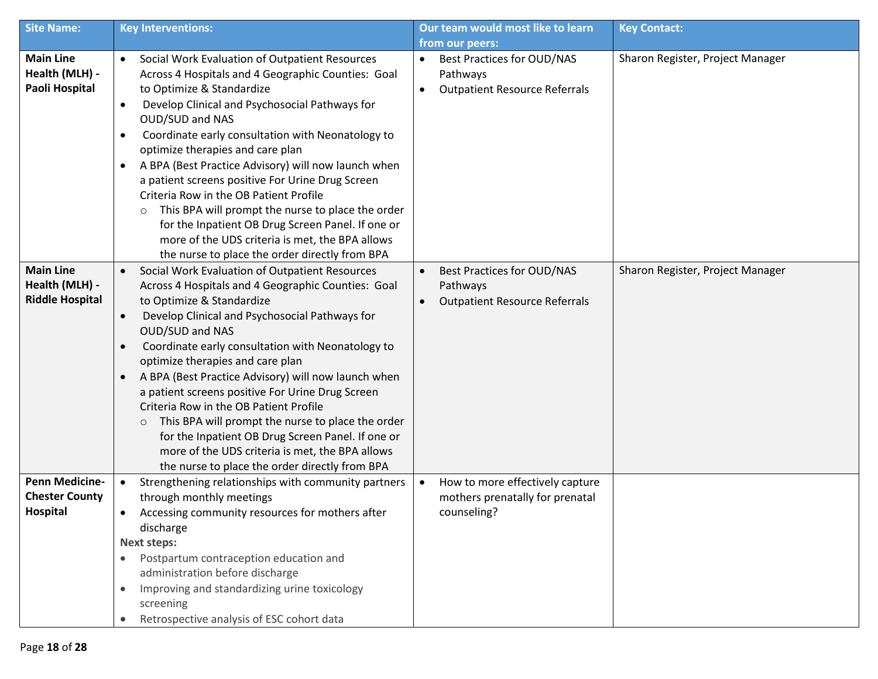| Site Name: | Key Interventions: | Our team would most like to learn from our peers: | Key Contact: |
|---|---|---|---|
| **Main Line Health (MLH) - Paoli Hospital** | • Social Work Evaluation of Outpatient Resources Across 4 Hospitals and 4 Geographic Counties: Goal to Optimize & Standardize<br>• Develop Clinical and Psychosocial Pathways for OUD/SUD and NAS<br>• Coordinate early consultation with Neonatology to optimize therapies and care plan<br>• A BPA (Best Practice Advisory) will now launch when a patient screens positive For Urine Drug Screen Criteria Row in the OB Patient Profile<br>  ○ This BPA will prompt the nurse to place the order for the Inpatient OB Drug Screen Panel. If one or more of the UDS criteria is met, the BPA allows the nurse to place the order directly from BPA | • Best Practices for OUD/NAS Pathways<br>• Outpatient Resource Referrals | Sharon Register, Project Manager |
| **Main Line Health (MLH) - Riddle Hospital** | • Social Work Evaluation of Outpatient Resources Across 4 Hospitals and 4 Geographic Counties: Goal to Optimize & Standardize<br>• Develop Clinical and Psychosocial Pathways for OUD/SUD and NAS<br>• Coordinate early consultation with Neonatology to optimize therapies and care plan<br>• A BPA (Best Practice Advisory) will now launch when a patient screens positive For Urine Drug Screen Criteria Row in the OB Patient Profile<br>  ○ This BPA will prompt the nurse to place the order for the Inpatient OB Drug Screen Panel. If one or more of the UDS criteria is met, the BPA allows the nurse to place the order directly from BPA | • Best Practices for OUD/NAS Pathways<br>• Outpatient Resource Referrals | Sharon Register, Project Manager |
| **Penn Medicine-Chester County Hospital** | • Strengthening relationships with community partners through monthly meetings<br>• Accessing community resources for mothers after discharge<br>**Next steps:**<br>• Postpartum contraception education and administration before discharge<br>• Improving and standardizing urine toxicology screening<br>• Retrospective analysis of ESC cohort data | • How to more effectively capture mothers prenatally for prenatal counseling? | |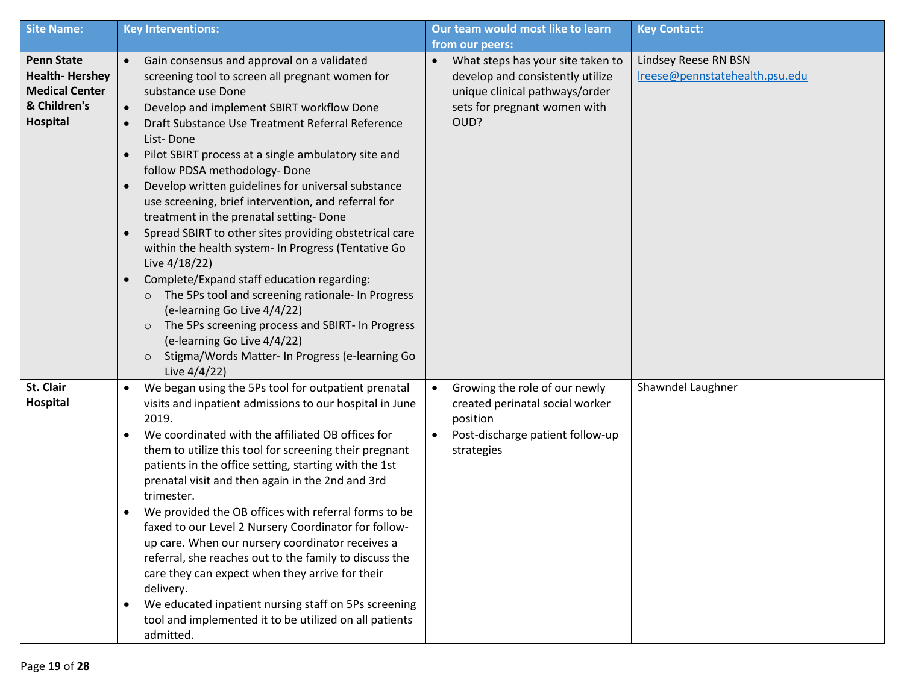| Site Name: | Key Interventions: | Our team would most like to learn from our peers: | Key Contact: |
|---|---|---|---|
| **Penn State Health- Hershey Medical Center & Children's Hospital** | • Gain consensus and approval on a validated screening tool to screen all pregnant women for substance use Done<br>• Develop and implement SBIRT workflow Done<br>• Draft Substance Use Treatment Referral Reference List- Done<br>• Pilot SBIRT process at a single ambulatory site and follow PDSA methodology- Done<br>• Develop written guidelines for universal substance use screening, brief intervention, and referral for treatment in the prenatal setting- Done<br>• Spread SBIRT to other sites providing obstetrical care within the health system- In Progress (Tentative Go Live 4/18/22)<br>• Complete/Expand staff education regarding:<br>  ○ The 5Ps tool and screening rationale- In Progress (e-learning Go Live 4/4/22)<br>  ○ The 5Ps screening process and SBIRT- In Progress (e-learning Go Live 4/4/22)<br>  ○ Stigma/Words Matter- In Progress (e-learning Go Live 4/4/22) | • What steps has your site taken to develop and consistently utilize unique clinical pathways/order sets for pregnant women with OUD? | Lindsey Reese RN BSN<br>lreese@pennstatehealth.psu.edu |
| **St. Clair Hospital** | • We began using the 5Ps tool for outpatient prenatal visits and inpatient admissions to our hospital in June 2019.<br>• We coordinated with the affiliated OB offices for them to utilize this tool for screening their pregnant patients in the office setting, starting with the 1st prenatal visit and then again in the 2nd and 3rd trimester.<br>• We provided the OB offices with referral forms to be faxed to our Level 2 Nursery Coordinator for follow-up care. When our nursery coordinator receives a referral, she reaches out to the family to discuss the care they can expect when they arrive for their delivery.<br>• We educated inpatient nursing staff on 5Ps screening tool and implemented it to be utilized on all patients admitted. | • Growing the role of our newly created perinatal social worker position<br>• Post-discharge patient follow-up strategies | Shawndel Laughner |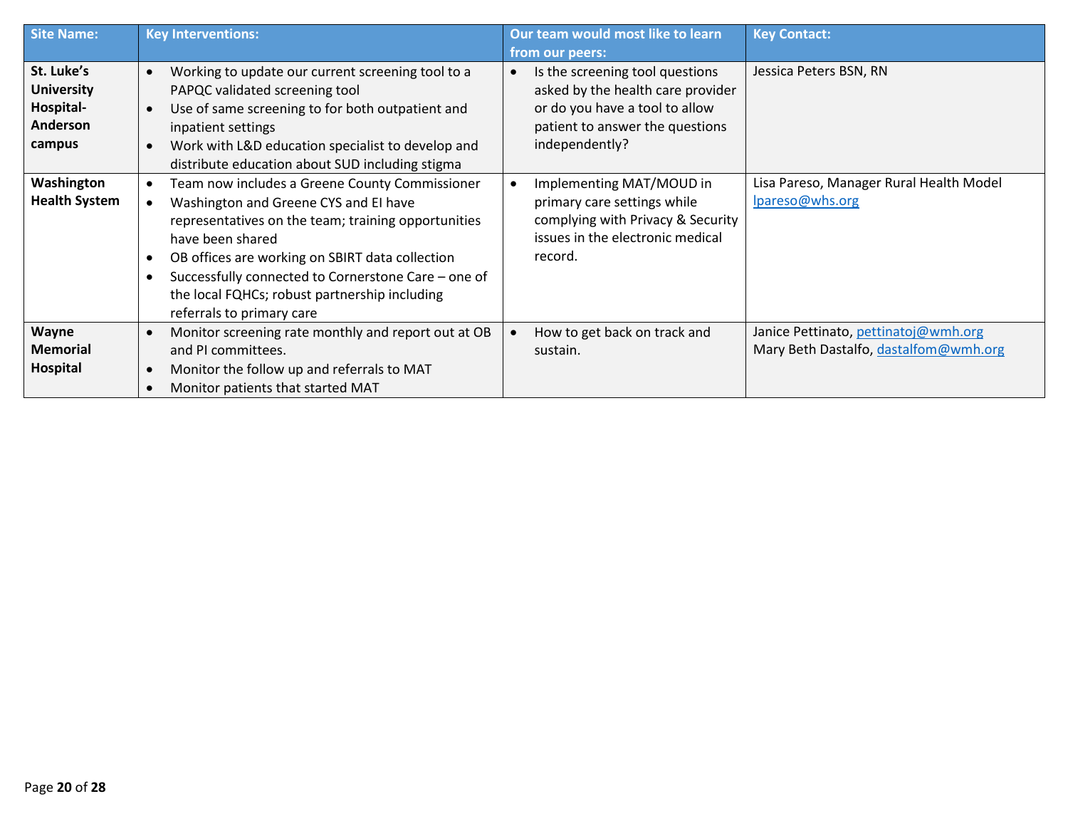| Site Name: | Key Interventions: | Our team would most like to learn from our peers: | Key Contact: |
|---|---|---|---|
| **St. Luke's University Hospital-Anderson campus** | • Working to update our current screening tool to a PAPQC validated screening tool<br>• Use of same screening to for both outpatient and inpatient settings<br>• Work with L&D education specialist to develop and distribute education about SUD including stigma | • Is the screening tool questions asked by the health care provider or do you have a tool to allow patient to answer the questions independently? | Jessica Peters BSN, RN |
| **Washington Health System** | • Team now includes a Greene County Commissioner<br>• Washington and Greene CYS and EI have representatives on the team; training opportunities have been shared<br>• OB offices are working on SBIRT data collection<br>• Successfully connected to Cornerstone Care – one of the local FQHCs; robust partnership including referrals to primary care | • Implementing MAT/MOUD in primary care settings while complying with Privacy & Security issues in the electronic medical record. | Lisa Pareso, Manager Rural Health Model<br>lpareso@whs.org |
| **Wayne Memorial Hospital** | • Monitor screening rate monthly and report out at OB and PI committees.<br>• Monitor the follow up and referrals to MAT<br>• Monitor patients that started MAT | • How to get back on track and sustain. | Janice Pettinato, pettinatoj@wmh.org<br>Mary Beth Dastalfo, dastalfom@wmh.org |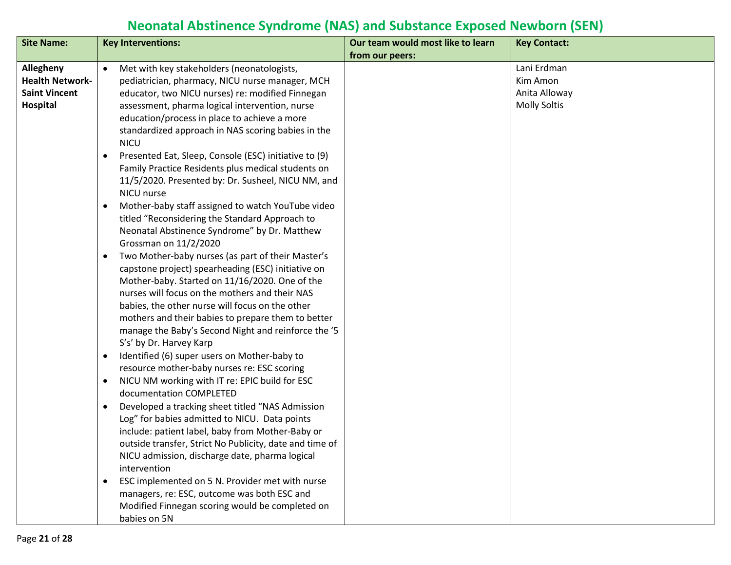# Neonatal Abstinence Syndrome (NAS) and Substance Exposed Newborn (SEN)

| Site Name: | Key Interventions: | Our team would most like to learn from our peers: | Key Contact: |
|---|---|---|---|
| **Allegheny Health Network-Saint Vincent Hospital** | • Met with key stakeholders (neonatologists, pediatrician, pharmacy, NICU nurse manager, MCH educator, two NICU nurses) re: modified Finnegan assessment, pharma logical intervention, nurse education/process in place to achieve a more standardized approach in NAS scoring babies in the NICU<br>• Presented Eat, Sleep, Console (ESC) initiative to (9) Family Practice Residents plus medical students on 11/5/2020. Presented by: Dr. Susheel, NICU NM, and NICU nurse<br>• Mother-baby staff assigned to watch YouTube video titled “Reconsidering the Standard Approach to Neonatal Abstinence Syndrome” by Dr. Matthew Grossman on 11/2/2020<br>• Two Mother-baby nurses (as part of their Master’s capstone project) spearheading (ESC) initiative on Mother-baby. Started on 11/16/2020. One of the nurses will focus on the mothers and their NAS babies, the other nurse will focus on the other mothers and their babies to prepare them to better manage the Baby’s Second Night and reinforce the ‘5 S’s’ by Dr. Harvey Karp<br>• Identified (6) super users on Mother-baby to resource mother-baby nurses re: ESC scoring<br>• NICU NM working with IT re: EPIC build for ESC documentation COMPLETED<br>• Developed a tracking sheet titled “NAS Admission Log” for babies admitted to NICU. Data points include: patient label, baby from Mother-Baby or outside transfer, Strict No Publicity, date and time of NICU admission, discharge date, pharma logical intervention<br>• ESC implemented on 5 N. Provider met with nurse managers, re: ESC, outcome was both ESC and Modified Finnegan scoring would be completed on babies on 5N | | Lani Erdman<br>Kim Amon<br>Anita Alloway<br>Molly Soltis |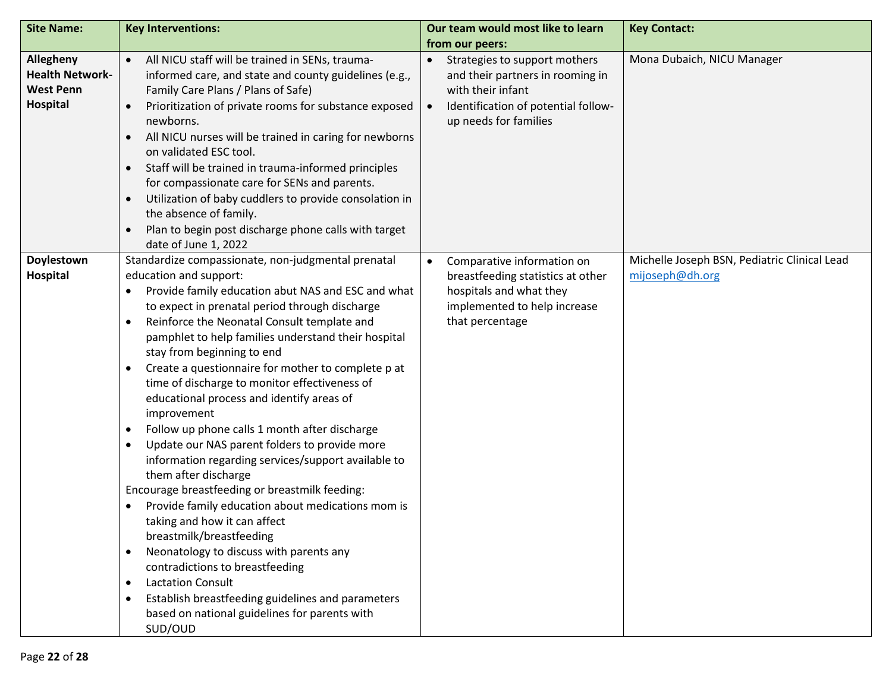| Site Name: | Key Interventions: | Our team would most like to learn from our peers: | Key Contact: |
|---|---|---|---|
| **Allegheny Health Network-West Penn Hospital** | • All NICU staff will be trained in SENs, trauma-informed care, and state and county guidelines (e.g., Family Care Plans / Plans of Safe)<br>• Prioritization of private rooms for substance exposed newborns.<br>• All NICU nurses will be trained in caring for newborns on validated ESC tool.<br>• Staff will be trained in trauma-informed principles for compassionate care for SENs and parents.<br>• Utilization of baby cuddlers to provide consolation in the absence of family.<br>• Plan to begin post discharge phone calls with target date of June 1, 2022 | • Strategies to support mothers and their partners in rooming in with their infant<br>• Identification of potential follow-up needs for families | Mona Dubaich, NICU Manager |
| **Doylestown Hospital** | Standardize compassionate, non-judgmental prenatal education and support:<br>• Provide family education abut NAS and ESC and what to expect in prenatal period through discharge<br>• Reinforce the Neonatal Consult template and pamphlet to help families understand their hospital stay from beginning to end<br>• Create a questionnaire for mother to complete p at time of discharge to monitor effectiveness of educational process and identify areas of improvement<br>• Follow up phone calls 1 month after discharge<br>• Update our NAS parent folders to provide more information regarding services/support available to them after discharge<br>Encourage breastfeeding or breastmilk feeding:<br>• Provide family education about medications mom is taking and how it can affect breastmilk/breastfeeding<br>• Neonatology to discuss with parents any contradictions to breastfeeding<br>• Lactation Consult<br>• Establish breastfeeding guidelines and parameters based on national guidelines for parents with SUD/OUD | • Comparative information on breastfeeding statistics at other hospitals and what they implemented to help increase that percentage | Michelle Joseph BSN, Pediatric Clinical Lead<br>mijoseph@dh.org |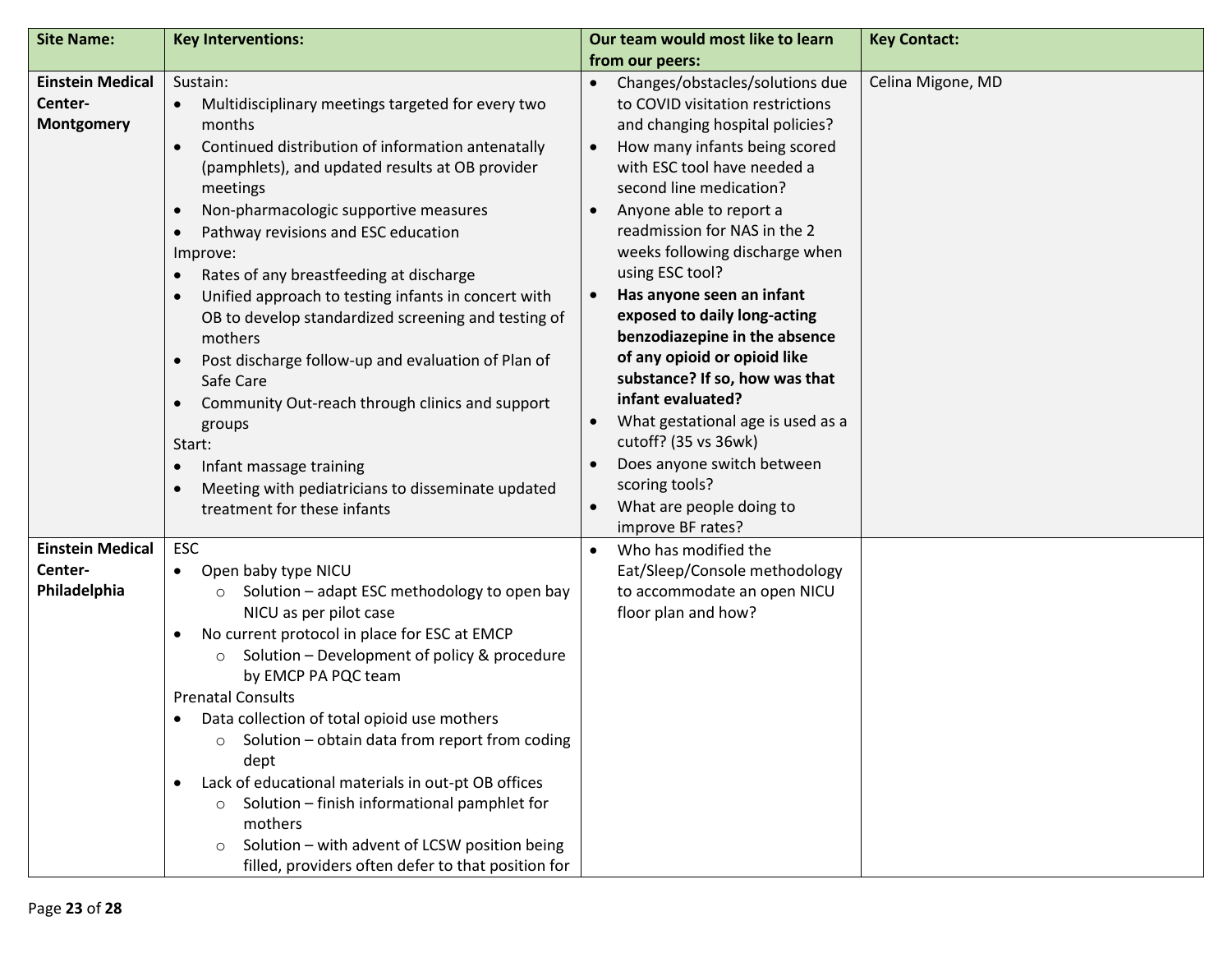| Site Name: | Key Interventions: | Our team would most like to learn from our peers: | Key Contact: |
|---|---|---|---|
| **Einstein Medical Center-Montgomery** | Sustain:<br>• Multidisciplinary meetings targeted for every two months<br>• Continued distribution of information antenatally (pamphlets), and updated results at OB provider meetings<br>• Non-pharmacologic supportive measures<br>• Pathway revisions and ESC education<br>Improve:<br>• Rates of any breastfeeding at discharge<br>• Unified approach to testing infants in concert with OB to develop standardized screening and testing of mothers<br>• Post discharge follow-up and evaluation of Plan of Safe Care<br>• Community Out-reach through clinics and support groups<br>Start:<br>• Infant massage training<br>• Meeting with pediatricians to disseminate updated treatment for these infants | • Changes/obstacles/solutions due to COVID visitation restrictions and changing hospital policies?<br>• How many infants being scored with ESC tool have needed a second line medication?<br>• Anyone able to report a readmission for NAS in the 2 weeks following discharge when using ESC tool?<br>• **Has anyone seen an infant exposed to daily long-acting benzodiazepine in the absence of any opioid or opioid like substance? If so, how was that infant evaluated?**<br>• What gestational age is used as a cutoff? (35 vs 36wk)<br>• Does anyone switch between scoring tools?<br>• What are people doing to improve BF rates? | Celina Migone, MD |
| **Einstein Medical Center-Philadelphia** | ESC<br>• Open baby type NICU<br>  ○ Solution – adapt ESC methodology to open bay NICU as per pilot case<br>• No current protocol in place for ESC at EMCP<br>  ○ Solution – Development of policy & procedure by EMCP PA PQC team<br>Prenatal Consults<br>• Data collection of total opioid use mothers<br>  ○ Solution – obtain data from report from coding dept<br>• Lack of educational materials in out-pt OB offices<br>  ○ Solution – finish informational pamphlet for mothers<br>  ○ Solution – with advent of LCSW position being filled, providers often defer to that position for | • Who has modified the Eat/Sleep/Console methodology to accommodate an open NICU floor plan and how? | |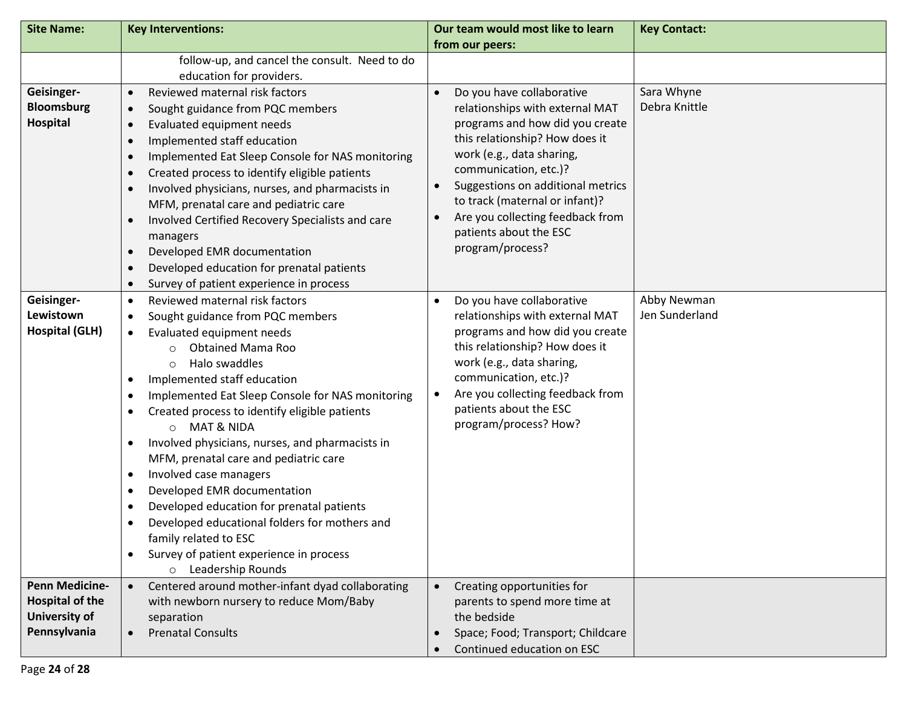| Site Name: | Key Interventions: | Our team would most like to learn from our peers: | Key Contact: |
|---|---|---|---|
| | follow-up, and cancel the consult. Need to do education for providers. | | |
| **Geisinger-Bloomsburg Hospital** | • Reviewed maternal risk factors<br>• Sought guidance from PQC members<br>• Evaluated equipment needs<br>• Implemented staff education<br>• Implemented Eat Sleep Console for NAS monitoring<br>• Created process to identify eligible patients<br>• Involved physicians, nurses, and pharmacists in MFM, prenatal care and pediatric care<br>• Involved Certified Recovery Specialists and care managers<br>• Developed EMR documentation<br>• Developed education for prenatal patients<br>• Survey of patient experience in process | • Do you have collaborative relationships with external MAT programs and how did you create this relationship? How does it work (e.g., data sharing, communication, etc.)?<br>• Suggestions on additional metrics to track (maternal or infant)?<br>• Are you collecting feedback from patients about the ESC program/process? | Sara Whyne<br>Debra Knittle |
| **Geisinger-Lewistown Hospital (GLH)** | • Reviewed maternal risk factors<br>• Sought guidance from PQC members<br>• Evaluated equipment needs<br>  ○ Obtained Mama Roo<br>  ○ Halo swaddles<br>• Implemented staff education<br>• Implemented Eat Sleep Console for NAS monitoring<br>• Created process to identify eligible patients<br>  ○ MAT & NIDA<br>• Involved physicians, nurses, and pharmacists in MFM, prenatal care and pediatric care<br>• Involved case managers<br>• Developed EMR documentation<br>• Developed education for prenatal patients<br>• Developed educational folders for mothers and family related to ESC<br>• Survey of patient experience in process<br>  ○ Leadership Rounds | • Do you have collaborative relationships with external MAT programs and how did you create this relationship? How does it work (e.g., data sharing, communication, etc.)?<br>• Are you collecting feedback from patients about the ESC program/process? How? | Abby Newman<br>Jen Sunderland |
| **Penn Medicine-Hospital of the University of Pennsylvania** | • Centered around mother-infant dyad collaborating with newborn nursery to reduce Mom/Baby separation<br>• Prenatal Consults | • Creating opportunities for parents to spend more time at the bedside<br>• Space; Food; Transport; Childcare<br>• Continued education on ESC | |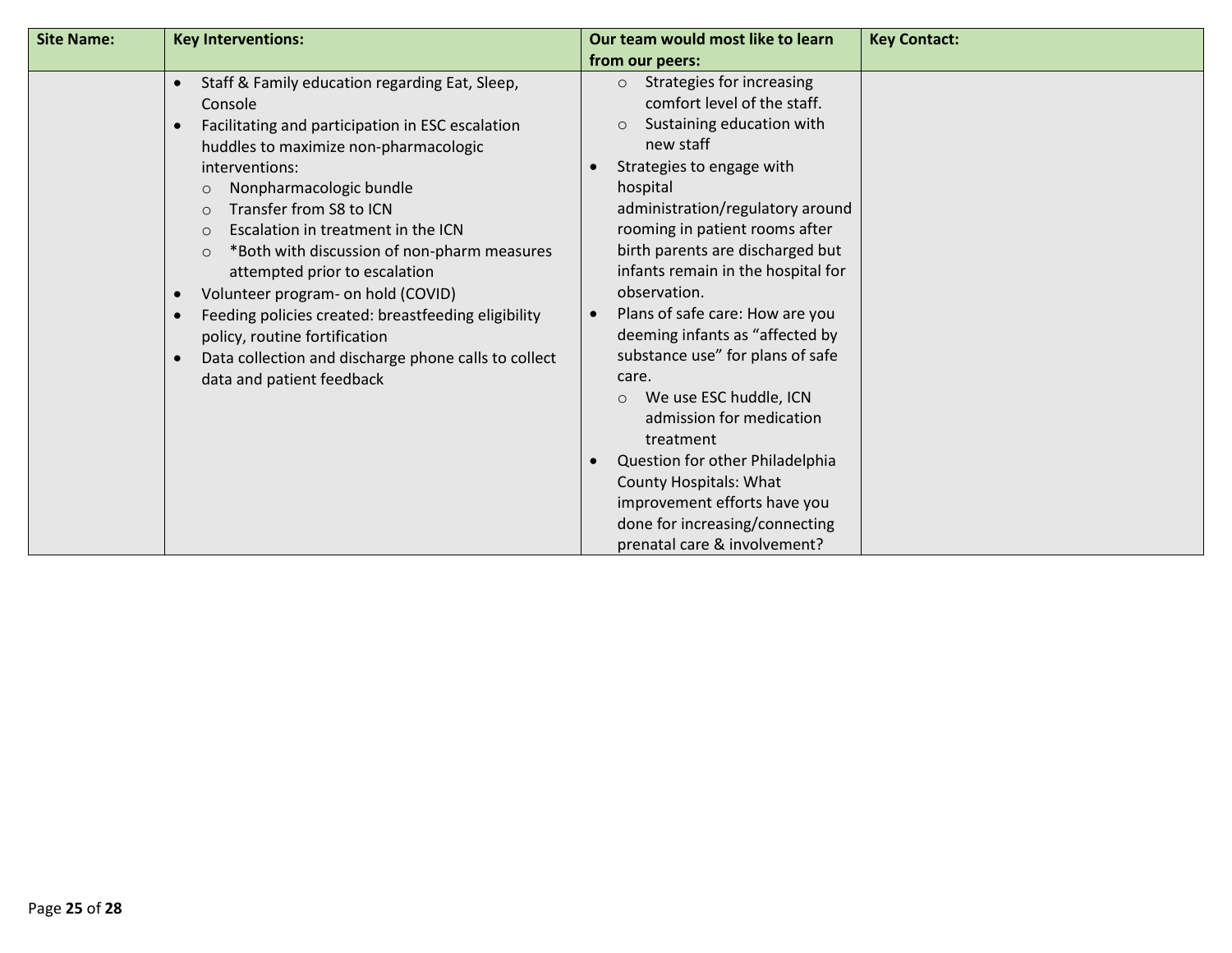| Site Name: | Key Interventions: | Our team would most like to learn from our peers: | Key Contact: |
|---|---|---|---|
| | • Staff & Family education regarding Eat, Sleep, Console<br>• Facilitating and participation in ESC escalation huddles to maximize non-pharmacologic interventions:<br>  ○ Nonpharmacologic bundle<br>  ○ Transfer from S8 to ICN<br>  ○ Escalation in treatment in the ICN<br>  ○ *Both with discussion of non-pharm measures attempted prior to escalation<br>• Volunteer program- on hold (COVID)<br>• Feeding policies created: breastfeeding eligibility policy, routine fortification<br>• Data collection and discharge phone calls to collect data and patient feedback | ○ Strategies for increasing comfort level of the staff.<br>○ Sustaining education with new staff<br>• Strategies to engage with hospital administration/regulatory around rooming in patient rooms after birth parents are discharged but infants remain in the hospital for observation.<br>• Plans of safe care: How are you deeming infants as "affected by substance use" for plans of safe care.<br>  ○ We use ESC huddle, ICN admission for medication treatment<br>• Question for other Philadelphia County Hospitals: What improvement efforts have you done for increasing/connecting prenatal care & involvement? | |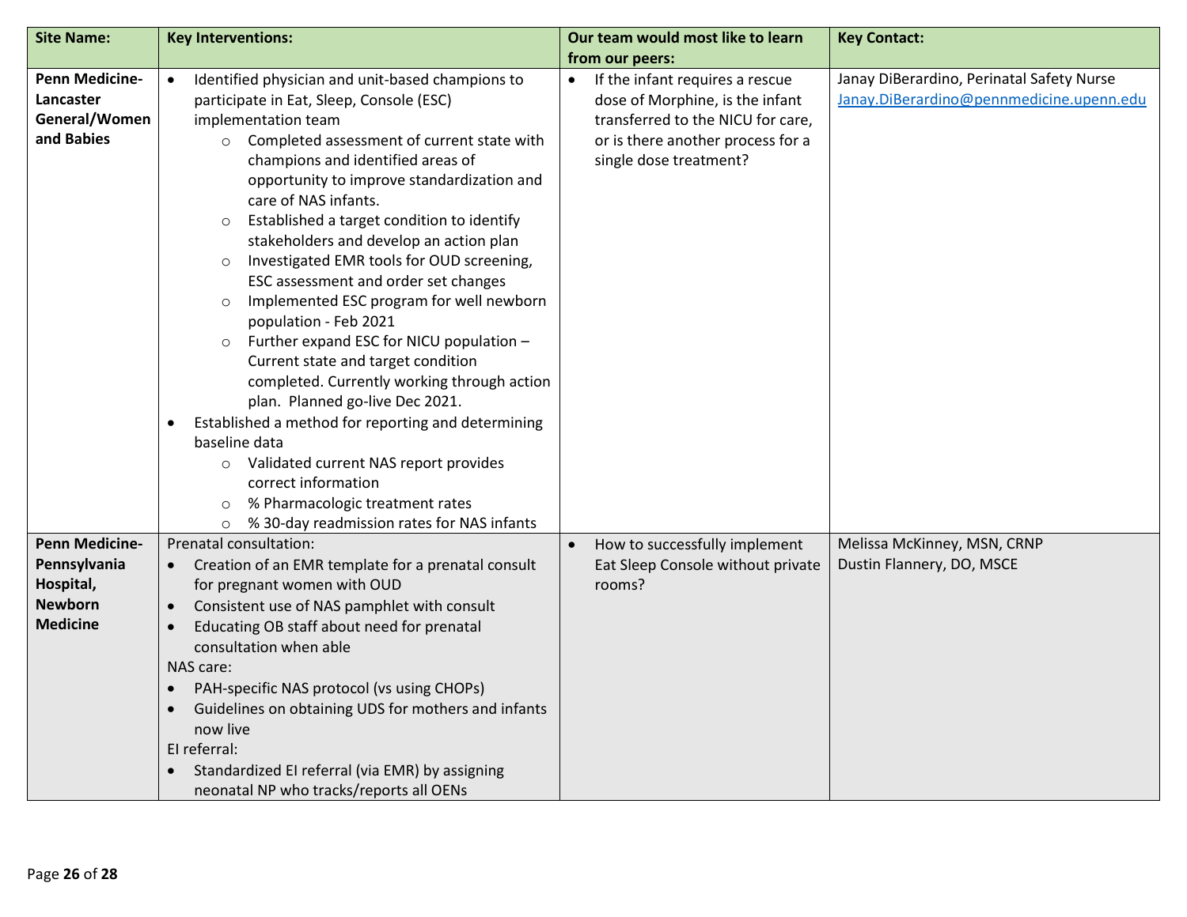| Site Name: | Key Interventions: | Our team would most like to learn from our peers: | Key Contact: |
|---|---|---|---|
| **Penn Medicine-Lancaster General/Women and Babies** | • Identified physician and unit-based champions to participate in Eat, Sleep, Console (ESC) implementation team<br>  ○ Completed assessment of current state with champions and identified areas of opportunity to improve standardization and care of NAS infants.<br>  ○ Established a target condition to identify stakeholders and develop an action plan<br>  ○ Investigated EMR tools for OUD screening, ESC assessment and order set changes<br>  ○ Implemented ESC program for well newborn population - Feb 2021<br>  ○ Further expand ESC for NICU population – Current state and target condition completed. Currently working through action plan. Planned go-live Dec 2021.<br>• Established a method for reporting and determining baseline data<br>  ○ Validated current NAS report provides correct information<br>  ○ % Pharmacologic treatment rates<br>  ○ % 30-day readmission rates for NAS infants | • If the infant requires a rescue dose of Morphine, is the infant transferred to the NICU for care, or is there another process for a single dose treatment? | Janay DiBerardino, Perinatal Safety Nurse<br>Janay.DiBerardino@pennmedicine.upenn.edu |
| **Penn Medicine-Pennsylvania Hospital, Newborn Medicine** | Prenatal consultation:<br>• Creation of an EMR template for a prenatal consult for pregnant women with OUD<br>• Consistent use of NAS pamphlet with consult<br>• Educating OB staff about need for prenatal consultation when able<br>NAS care:<br>• PAH-specific NAS protocol (vs using CHOPs)<br>• Guidelines on obtaining UDS for mothers and infants now live<br>EI referral:<br>• Standardized EI referral (via EMR) by assigning neonatal NP who tracks/reports all OENs | • How to successfully implement Eat Sleep Console without private rooms? | Melissa McKinney, MSN, CRNP<br>Dustin Flannery, DO, MSCE |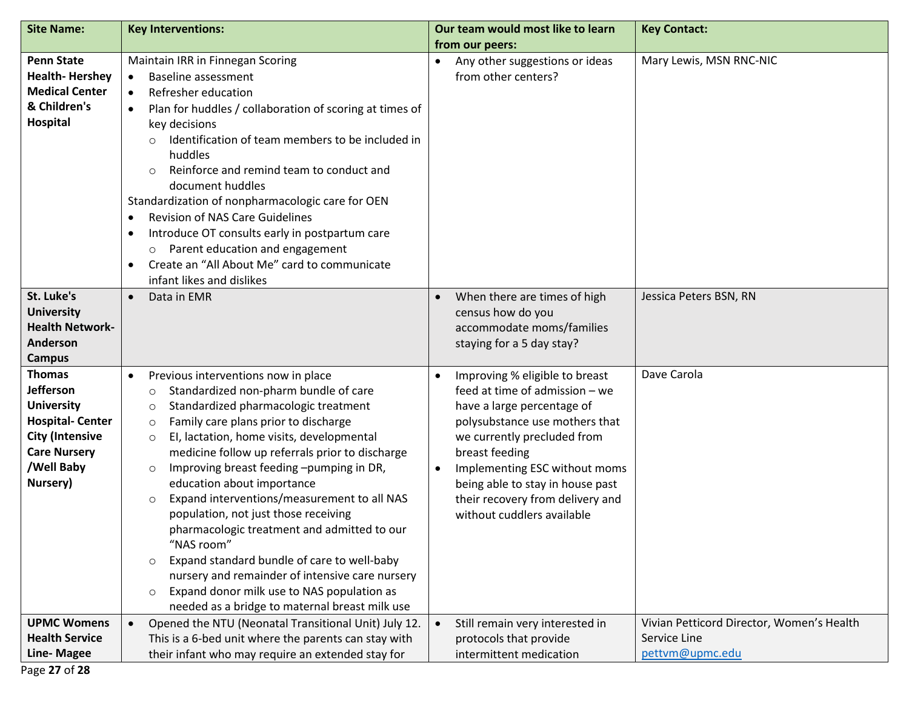| Site Name: | Key Interventions: | Our team would most like to learn from our peers: | Key Contact: |
|---|---|---|---|
| **Penn State Health- Hershey Medical Center & Children's Hospital** | Maintain IRR in Finnegan Scoring<br>• Baseline assessment<br>• Refresher education<br>• Plan for huddles / collaboration of scoring at times of key decisions<br>  ○ Identification of team members to be included in huddles<br>  ○ Reinforce and remind team to conduct and document huddles<br>Standardization of nonpharmacologic care for OEN<br>• Revision of NAS Care Guidelines<br>• Introduce OT consults early in postpartum care<br>  ○ Parent education and engagement<br>• Create an "All About Me" card to communicate infant likes and dislikes | • Any other suggestions or ideas from other centers? | Mary Lewis, MSN RNC-NIC |
| **St. Luke's University Health Network- Anderson Campus** | • Data in EMR | • When there are times of high census how do you accommodate moms/families staying for a 5 day stay? | Jessica Peters BSN, RN |
| **Thomas Jefferson University Hospital- Center City (Intensive Care Nursery /Well Baby Nursery)** | • Previous interventions now in place<br>  ○ Standardized non-pharm bundle of care<br>  ○ Standardized pharmacologic treatment<br>  ○ Family care plans prior to discharge<br>  ○ EI, lactation, home visits, developmental medicine follow up referrals prior to discharge<br>  ○ Improving breast feeding –pumping in DR, education about importance<br>  ○ Expand interventions/measurement to all NAS population, not just those receiving pharmacologic treatment and admitted to our "NAS room"<br>  ○ Expand standard bundle of care to well-baby nursery and remainder of intensive care nursery<br>  ○ Expand donor milk use to NAS population as needed as a bridge to maternal breast milk use | • Improving % eligible to breast feed at time of admission – we have a large percentage of polysubstance use mothers that we currently precluded from breast feeding<br>• Implementing ESC without moms being able to stay in house past their recovery from delivery and without cuddlers available | Dave Carola |
| **UPMC Womens Health Service Line- Magee** | • Opened the NTU (Neonatal Transitional Unit) July 12. This is a 6-bed unit where the parents can stay with their infant who may require an extended stay for | • Still remain very interested in protocols that provide intermittent medication | Vivian Petticord Director, Women's Health Service Line<br>pettvm@upmc.edu |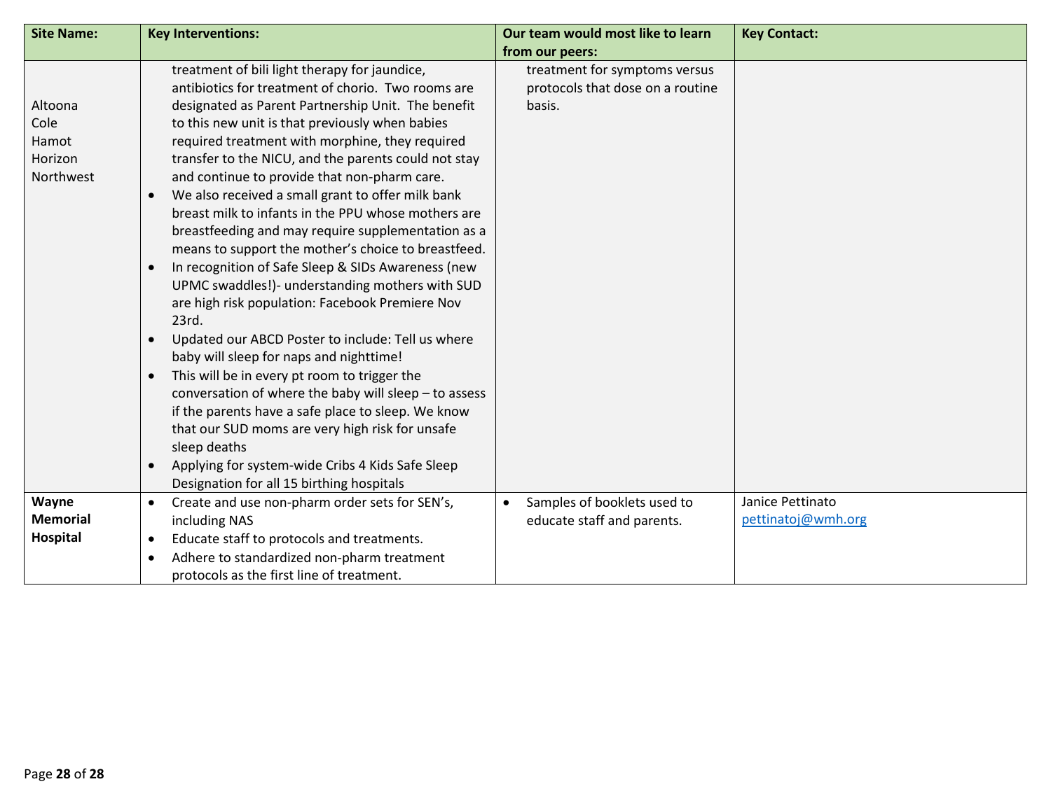| Site Name: | Key Interventions: | Our team would most like to learn from our peers: | Key Contact: |
|---|---|---|---|
| Altoona<br>Cole<br>Hamot<br>Horizon<br>Northwest | treatment of bili light therapy for jaundice, antibiotics for treatment of chorio. Two rooms are designated as Parent Partnership Unit. The benefit to this new unit is that previously when babies required treatment with morphine, they required transfer to the NICU, and the parents could not stay and continue to provide that non-pharm care.<br>• We also received a small grant to offer milk bank breast milk to infants in the PPU whose mothers are breastfeeding and may require supplementation as a means to support the mother's choice to breastfeed.<br>• In recognition of Safe Sleep & SIDs Awareness (new UPMC swaddles!)- understanding mothers with SUD are high risk population: Facebook Premiere Nov 23rd.<br>• Updated our ABCD Poster to include: Tell us where baby will sleep for naps and nighttime!<br>• This will be in every pt room to trigger the conversation of where the baby will sleep – to assess if the parents have a safe place to sleep. We know that our SUD moms are very high risk for unsafe sleep deaths<br>• Applying for system-wide Cribs 4 Kids Safe Sleep Designation for all 15 birthing hospitals | treatment for symptoms versus protocols that dose on a routine basis. | |
| **Wayne Memorial Hospital** | • Create and use non-pharm order sets for SEN's, including NAS<br>• Educate staff to protocols and treatments.<br>• Adhere to standardized non-pharm treatment protocols as the first line of treatment. | • Samples of booklets used to educate staff and parents. | Janice Pettinato<br>pettinatoj@wmh.org |